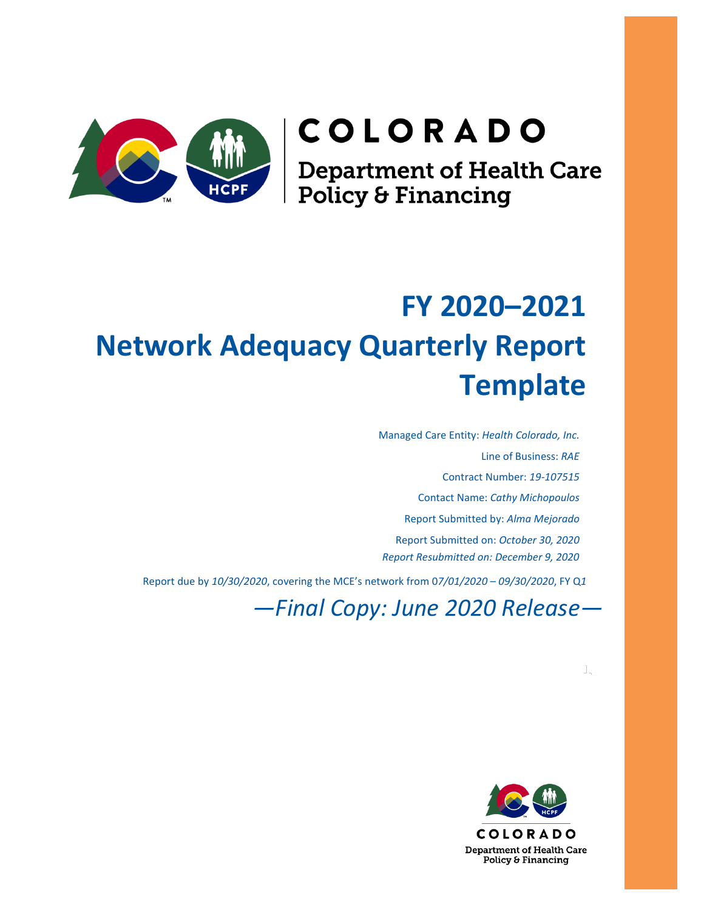COLORADO

Department of Health Care Policy & Financing

# FY 2020–2021 Network Adequacy Quarterly Report Template

Managed Care Entity: *Health Colorado, Inc.*

Line of Business: *RAE*

Contract Number: *19-107515*

Contact Name: *Cathy Michopoulos*

Report Submitted by: *Alma Mejorado*

Report Submitted on: *October 30, 2020*

*Report Resubmitted on: December 9, 2020*

Report due by *10/30/2020*, covering the MCE's network from 0*7/01/2020 – 09/30/2020*, FY Q*1*

*—Final Copy: June 2020 Release—*

COLORADO

Department of Health Care Policy & Financing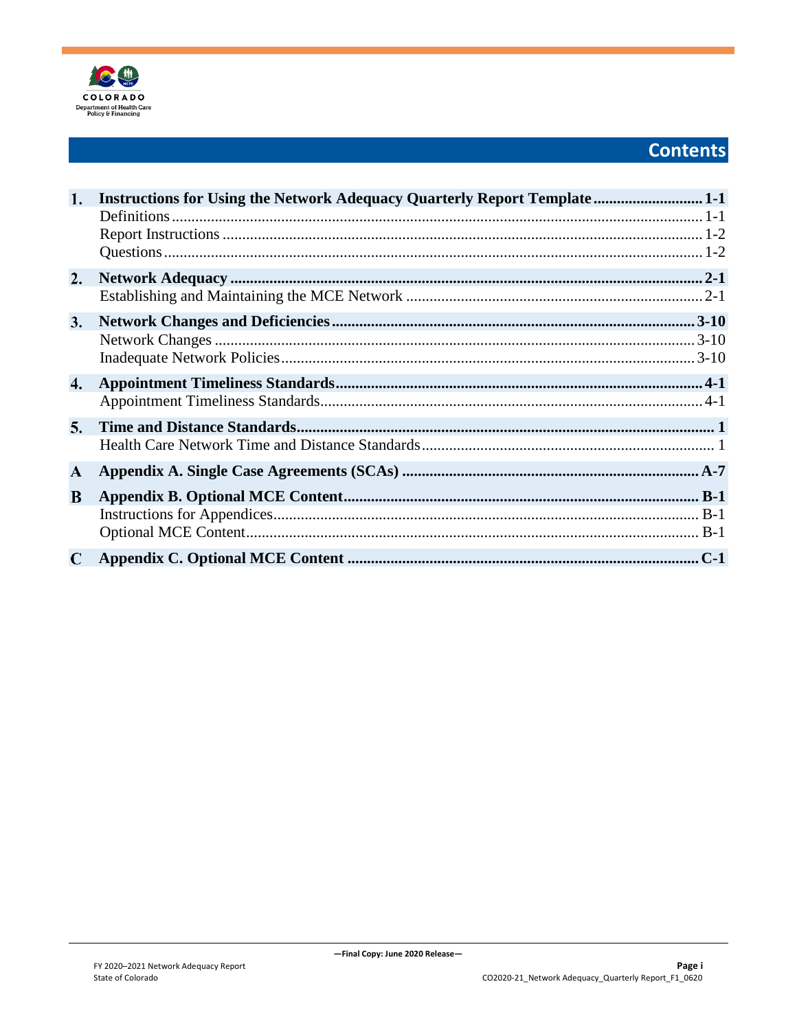# Contents

| | | |
|---|---|---|
| **1.** | **Instructions for Using the Network Adequacy Quarterly Report Template** | **1-1** |
| | Definitions | 1-1 |
| | Report Instructions | 1-2 |
| | Questions | 1-2 |
| **2.** | **Network Adequacy** | **2-1** |
| | Establishing and Maintaining the MCE Network | 2-1 |
| **3.** | **Network Changes and Deficiencies** | **3-10** |
| | Network Changes | 3-10 |
| | Inadequate Network Policies | 3-10 |
| **4.** | **Appointment Timeliness Standards** | **4-1** |
| | Appointment Timeliness Standards | 4-1 |
| **5.** | **Time and Distance Standards** | **1** |
| | Health Care Network Time and Distance Standards | 1 |
| **A** | **Appendix A. Single Case Agreements (SCAs)** | **A-7** |
| **B** | **Appendix B. Optional MCE Content** | **B-1** |
| | Instructions for Appendices | B-1 |
| | Optional MCE Content | B-1 |
| **C** | **Appendix C. Optional MCE Content** | **C-1** |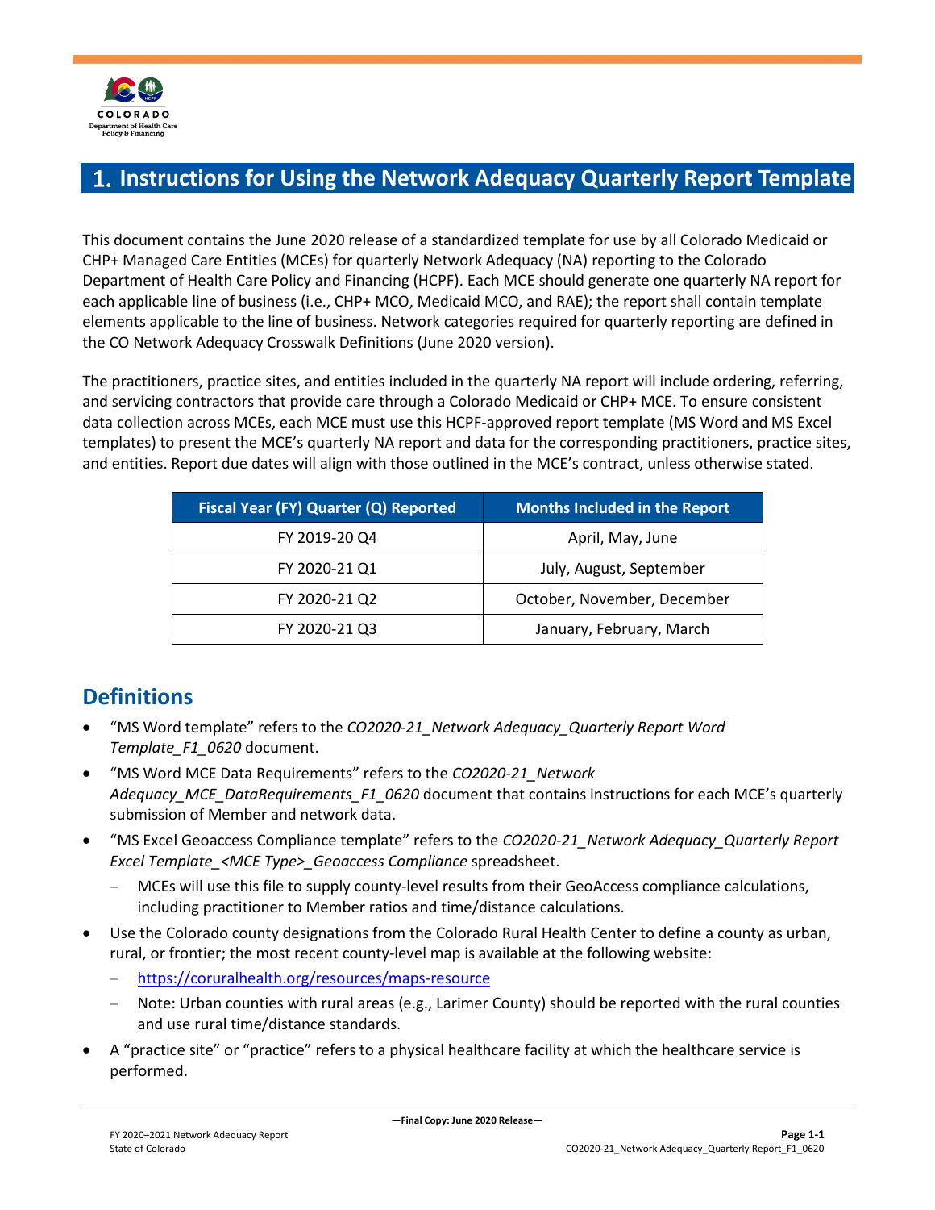# 1. Instructions for Using the Network Adequacy Quarterly Report Template

This document contains the June 2020 release of a standardized template for use by all Colorado Medicaid or CHP+ Managed Care Entities (MCEs) for quarterly Network Adequacy (NA) reporting to the Colorado Department of Health Care Policy and Financing (HCPF). Each MCE should generate one quarterly NA report for each applicable line of business (i.e., CHP+ MCO, Medicaid MCO, and RAE); the report shall contain template elements applicable to the line of business. Network categories required for quarterly reporting are defined in the CO Network Adequacy Crosswalk Definitions (June 2020 version).

The practitioners, practice sites, and entities included in the quarterly NA report will include ordering, referring, and servicing contractors that provide care through a Colorado Medicaid or CHP+ MCE. To ensure consistent data collection across MCEs, each MCE must use this HCPF-approved report template (MS Word and MS Excel templates) to present the MCE's quarterly NA report and data for the corresponding practitioners, practice sites, and entities. Report due dates will align with those outlined in the MCE's contract, unless otherwise stated.

| Fiscal Year (FY) Quarter (Q) Reported | Months Included in the Report |
|---|---|
| FY 2019-20 Q4 | April, May, June |
| FY 2020-21 Q1 | July, August, September |
| FY 2020-21 Q2 | October, November, December |
| FY 2020-21 Q3 | January, February, March |

## Definitions

- "MS Word template" refers to the *CO2020-21_Network Adequacy_Quarterly Report Word Template_F1_0620* document.
- "MS Word MCE Data Requirements" refers to the *CO2020-21_Network Adequacy_MCE_DataRequirements_F1_0620* document that contains instructions for each MCE's quarterly submission of Member and network data.
- "MS Excel Geoaccess Compliance template" refers to the *CO2020-21_Network Adequacy_Quarterly Report Excel Template_<MCE Type>_Geoaccess Compliance* spreadsheet.
  - MCEs will use this file to supply county-level results from their GeoAccess compliance calculations, including practitioner to Member ratios and time/distance calculations.
- Use the Colorado county designations from the Colorado Rural Health Center to define a county as urban, rural, or frontier; the most recent county-level map is available at the following website:
  - https://coruralhealth.org/resources/maps-resource
  - Note: Urban counties with rural areas (e.g., Larimer County) should be reported with the rural counties and use rural time/distance standards.
- A "practice site" or "practice" refers to a physical healthcare facility at which the healthcare service is performed.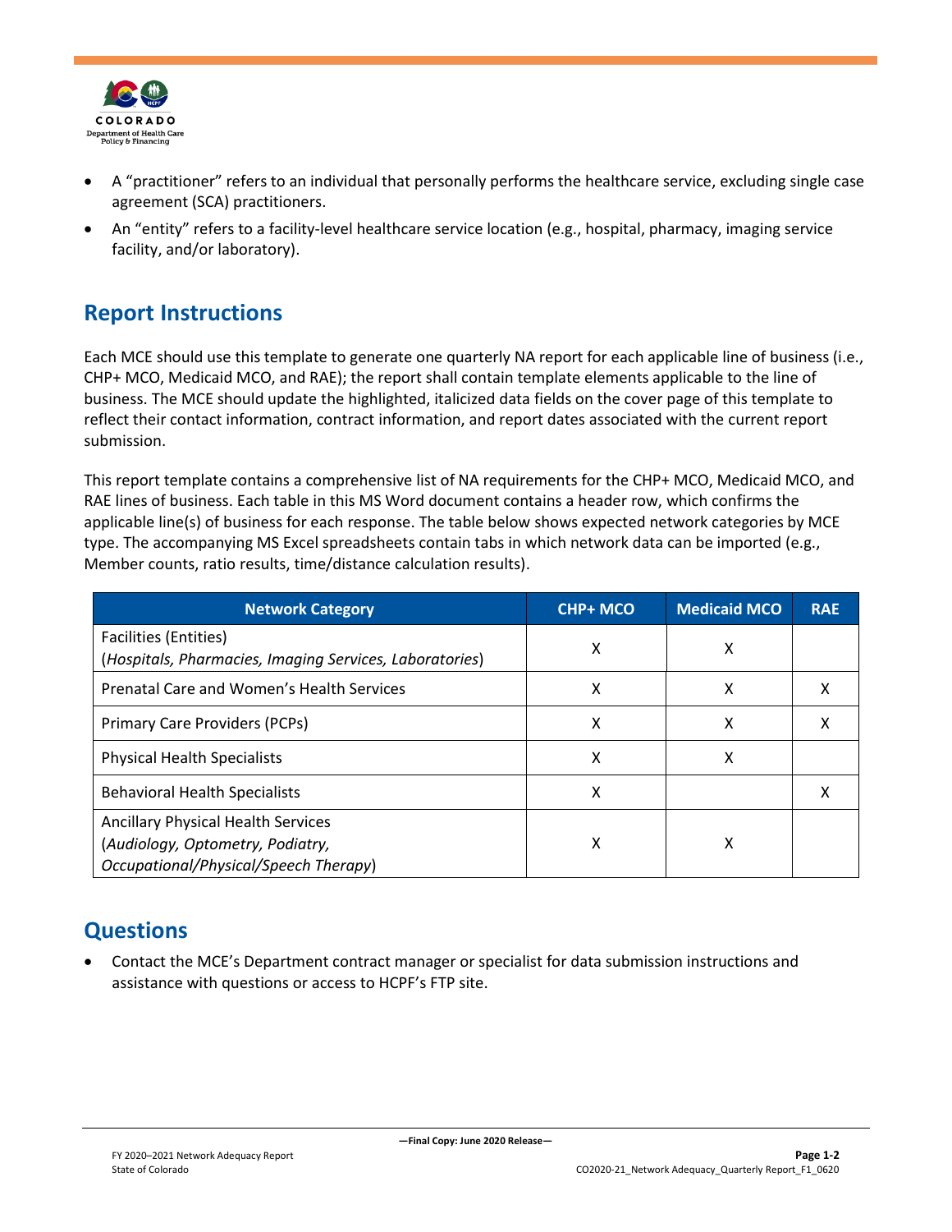- A "practitioner" refers to an individual that personally performs the healthcare service, excluding single case agreement (SCA) practitioners.
- An "entity" refers to a facility-level healthcare service location (e.g., hospital, pharmacy, imaging service facility, and/or laboratory).

## Report Instructions

Each MCE should use this template to generate one quarterly NA report for each applicable line of business (i.e., CHP+ MCO, Medicaid MCO, and RAE); the report shall contain template elements applicable to the line of business. The MCE should update the highlighted, italicized data fields on the cover page of this template to reflect their contact information, contract information, and report dates associated with the current report submission.

This report template contains a comprehensive list of NA requirements for the CHP+ MCO, Medicaid MCO, and RAE lines of business. Each table in this MS Word document contains a header row, which confirms the applicable line(s) of business for each response. The table below shows expected network categories by MCE type. The accompanying MS Excel spreadsheets contain tabs in which network data can be imported (e.g., Member counts, ratio results, time/distance calculation results).

| Network Category | CHP+ MCO | Medicaid MCO | RAE |
|---|---|---|---|
| Facilities (Entities)<br>(*Hospitals, Pharmacies, Imaging Services, Laboratories*) | X | X | |
| Prenatal Care and Women's Health Services | X | X | X |
| Primary Care Providers (PCPs) | X | X | X |
| Physical Health Specialists | X | X | |
| Behavioral Health Specialists | X | | X |
| Ancillary Physical Health Services<br>(*Audiology, Optometry, Podiatry, Occupational/Physical/Speech Therapy*) | X | X | |

## Questions

- Contact the MCE's Department contract manager or specialist for data submission instructions and assistance with questions or access to HCPF's FTP site.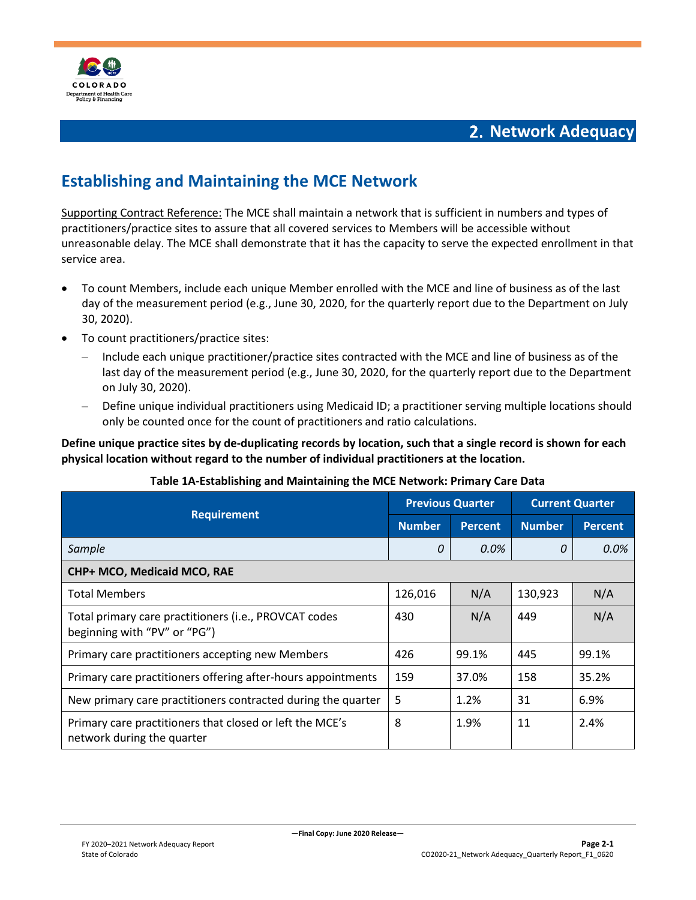# 2. Network Adequacy

## Establishing and Maintaining the MCE Network

Supporting Contract Reference: The MCE shall maintain a network that is sufficient in numbers and types of practitioners/practice sites to assure that all covered services to Members will be accessible without unreasonable delay. The MCE shall demonstrate that it has the capacity to serve the expected enrollment in that service area.

- To count Members, include each unique Member enrolled with the MCE and line of business as of the last day of the measurement period (e.g., June 30, 2020, for the quarterly report due to the Department on July 30, 2020).
- To count practitioners/practice sites:
  - Include each unique practitioner/practice sites contracted with the MCE and line of business as of the last day of the measurement period (e.g., June 30, 2020, for the quarterly report due to the Department on July 30, 2020).
  - Define unique individual practitioners using Medicaid ID; a practitioner serving multiple locations should only be counted once for the count of practitioners and ratio calculations.

**Define unique practice sites by de-duplicating records by location, such that a single record is shown for each physical location without regard to the number of individual practitioners at the location.**

**Table 1A-Establishing and Maintaining the MCE Network: Primary Care Data**

| Requirement | Previous Quarter | | Current Quarter | |
|---|---|---|---|---|
| | Number | Percent | Number | Percent |
| *Sample* | *0* | *0.0%* | *0* | *0.0%* |
| **CHP+ MCO, Medicaid MCO, RAE** | | | | |
| Total Members | 126,016 | N/A | 130,923 | N/A |
| Total primary care practitioners (i.e., PROVCAT codes beginning with "PV" or "PG") | 430 | N/A | 449 | N/A |
| Primary care practitioners accepting new Members | 426 | 99.1% | 445 | 99.1% |
| Primary care practitioners offering after-hours appointments | 159 | 37.0% | 158 | 35.2% |
| New primary care practitioners contracted during the quarter | 5 | 1.2% | 31 | 6.9% |
| Primary care practitioners that closed or left the MCE's network during the quarter | 8 | 1.9% | 11 | 2.4% |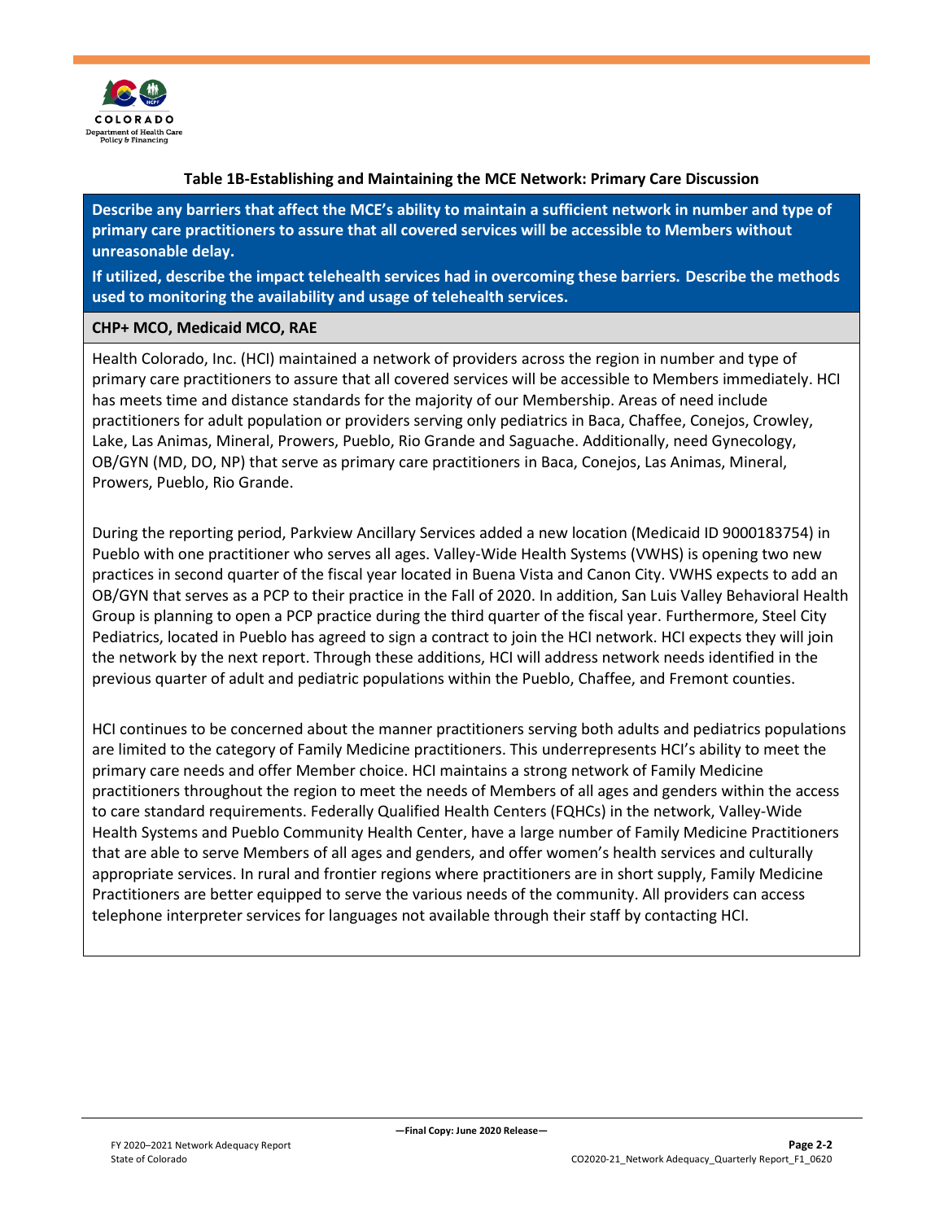### Table 1B-Establishing and Maintaining the MCE Network: Primary Care Discussion

| **Describe any barriers that affect the MCE's ability to maintain a sufficient network in number and type of primary care practitioners to assure that all covered services will be accessible to Members without unreasonable delay.**<br><br>**If utilized, describe the impact telehealth services had in overcoming these barriers. Describe the methods used to monitoring the availability and usage of telehealth services.** |
|---|
| **CHP+ MCO, Medicaid MCO, RAE** |
| Health Colorado, Inc. (HCI) maintained a network of providers across the region in number and type of primary care practitioners to assure that all covered services will be accessible to Members immediately. HCI has meets time and distance standards for the majority of our Membership. Areas of need include practitioners for adult population or providers serving only pediatrics in Baca, Chaffee, Conejos, Crowley, Lake, Las Animas, Mineral, Prowers, Pueblo, Rio Grande and Saguache. Additionally, need Gynecology, OB/GYN (MD, DO, NP) that serve as primary care practitioners in Baca, Conejos, Las Animas, Mineral, Prowers, Pueblo, Rio Grande.<br><br>During the reporting period, Parkview Ancillary Services added a new location (Medicaid ID 9000183754) in Pueblo with one practitioner who serves all ages. Valley-Wide Health Systems (VWHS) is opening two new practices in second quarter of the fiscal year located in Buena Vista and Canon City. VWHS expects to add an OB/GYN that serves as a PCP to their practice in the Fall of 2020. In addition, San Luis Valley Behavioral Health Group is planning to open a PCP practice during the third quarter of the fiscal year. Furthermore, Steel City Pediatrics, located in Pueblo has agreed to sign a contract to join the HCI network. HCI expects they will join the network by the next report. Through these additions, HCI will address network needs identified in the previous quarter of adult and pediatric populations within the Pueblo, Chaffee, and Fremont counties.<br><br>HCI continues to be concerned about the manner practitioners serving both adults and pediatrics populations are limited to the category of Family Medicine practitioners. This underrepresents HCI's ability to meet the primary care needs and offer Member choice. HCI maintains a strong network of Family Medicine practitioners throughout the region to meet the needs of Members of all ages and genders within the access to care standard requirements. Federally Qualified Health Centers (FQHCs) in the network, Valley-Wide Health Systems and Pueblo Community Health Center, have a large number of Family Medicine Practitioners that are able to serve Members of all ages and genders, and offer women's health services and culturally appropriate services. In rural and frontier regions where practitioners are in short supply, Family Medicine Practitioners are better equipped to serve the various needs of the community. All providers can access telephone interpreter services for languages not available through their staff by contacting HCI. |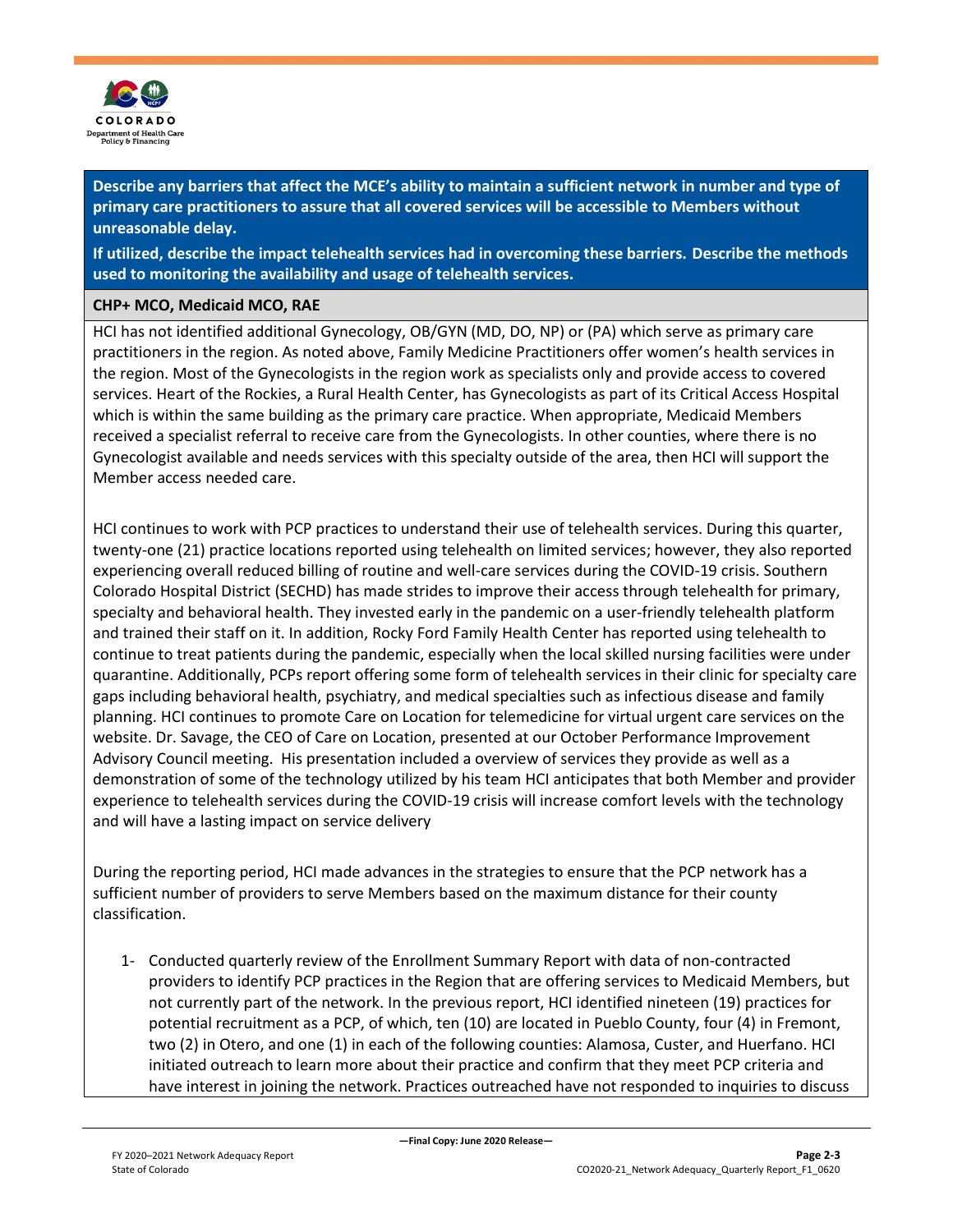**Describe any barriers that affect the MCE's ability to maintain a sufficient network in number and type of primary care practitioners to assure that all covered services will be accessible to Members without unreasonable delay.**

**If utilized, describe the impact telehealth services had in overcoming these barriers. Describe the methods used to monitoring the availability and usage of telehealth services.**

**CHP+ MCO, Medicaid MCO, RAE**

HCI has not identified additional Gynecology, OB/GYN (MD, DO, NP) or (PA) which serve as primary care practitioners in the region. As noted above, Family Medicine Practitioners offer women's health services in the region. Most of the Gynecologists in the region work as specialists only and provide access to covered services. Heart of the Rockies, a Rural Health Center, has Gynecologists as part of its Critical Access Hospital which is within the same building as the primary care practice. When appropriate, Medicaid Members received a specialist referral to receive care from the Gynecologists. In other counties, where there is no Gynecologist available and needs services with this specialty outside of the area, then HCI will support the Member access needed care.

HCI continues to work with PCP practices to understand their use of telehealth services. During this quarter, twenty-one (21) practice locations reported using telehealth on limited services; however, they also reported experiencing overall reduced billing of routine and well-care services during the COVID-19 crisis. Southern Colorado Hospital District (SECHD) has made strides to improve their access through telehealth for primary, specialty and behavioral health. They invested early in the pandemic on a user-friendly telehealth platform and trained their staff on it. In addition, Rocky Ford Family Health Center has reported using telehealth to continue to treat patients during the pandemic, especially when the local skilled nursing facilities were under quarantine. Additionally, PCPs report offering some form of telehealth services in their clinic for specialty care gaps including behavioral health, psychiatry, and medical specialties such as infectious disease and family planning. HCI continues to promote Care on Location for telemedicine for virtual urgent care services on the website. Dr. Savage, the CEO of Care on Location, presented at our October Performance Improvement Advisory Council meeting. His presentation included a overview of services they provide as well as a demonstration of some of the technology utilized by his team HCI anticipates that both Member and provider experience to telehealth services during the COVID-19 crisis will increase comfort levels with the technology and will have a lasting impact on service delivery

During the reporting period, HCI made advances in the strategies to ensure that the PCP network has a sufficient number of providers to serve Members based on the maximum distance for their county classification.

1- Conducted quarterly review of the Enrollment Summary Report with data of non-contracted providers to identify PCP practices in the Region that are offering services to Medicaid Members, but not currently part of the network. In the previous report, HCI identified nineteen (19) practices for potential recruitment as a PCP, of which, ten (10) are located in Pueblo County, four (4) in Fremont, two (2) in Otero, and one (1) in each of the following counties: Alamosa, Custer, and Huerfano. HCI initiated outreach to learn more about their practice and confirm that they meet PCP criteria and have interest in joining the network. Practices outreached have not responded to inquiries to discuss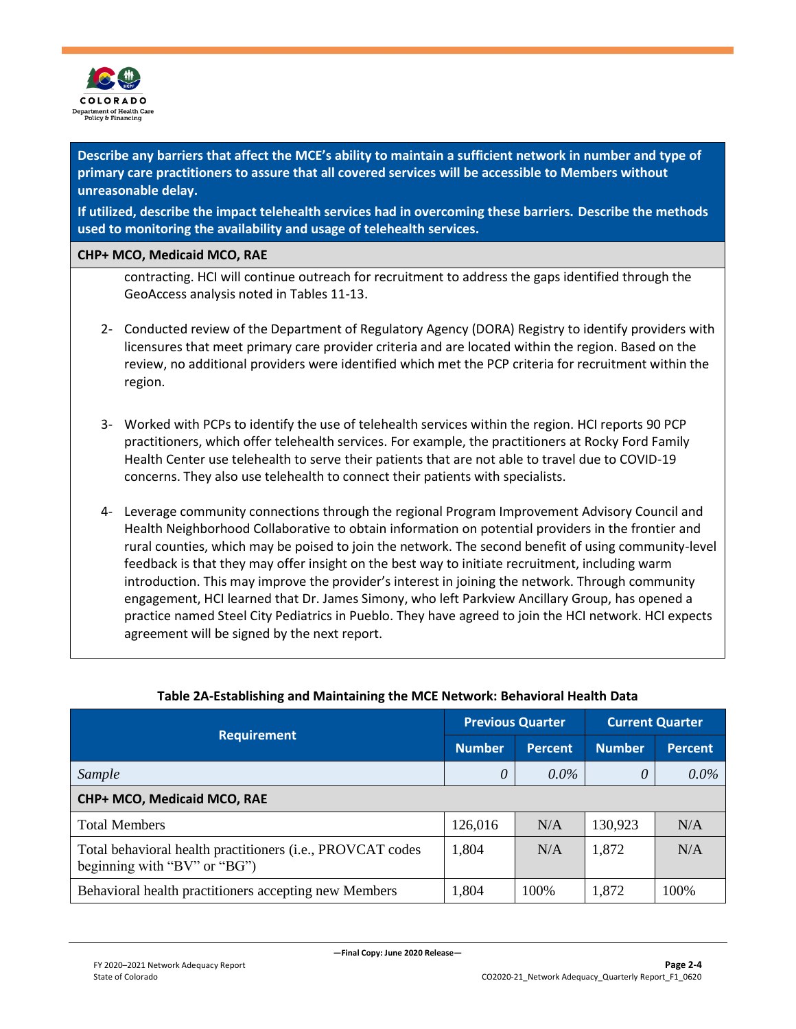| **Describe any barriers that affect the MCE's ability to maintain a sufficient network in number and type of primary care practitioners to assure that all covered services will be accessible to Members without unreasonable delay.** **If utilized, describe the impact telehealth services had in overcoming these barriers. Describe the methods used to monitoring the availability and usage of telehealth services.** |
|---|
| **CHP+ MCO, Medicaid MCO, RAE** |

contracting. HCI will continue outreach for recruitment to address the gaps identified through the GeoAccess analysis noted in Tables 11-13.

2- Conducted review of the Department of Regulatory Agency (DORA) Registry to identify providers with licensures that meet primary care provider criteria and are located within the region. Based on the review, no additional providers were identified which met the PCP criteria for recruitment within the region.

3- Worked with PCPs to identify the use of telehealth services within the region. HCI reports 90 PCP practitioners, which offer telehealth services. For example, the practitioners at Rocky Ford Family Health Center use telehealth to serve their patients that are not able to travel due to COVID-19 concerns. They also use telehealth to connect their patients with specialists.

4- Leverage community connections through the regional Program Improvement Advisory Council and Health Neighborhood Collaborative to obtain information on potential providers in the frontier and rural counties, which may be poised to join the network. The second benefit of using community-level feedback is that they may offer insight on the best way to initiate recruitment, including warm introduction. This may improve the provider's interest in joining the network. Through community engagement, HCI learned that Dr. James Simony, who left Parkview Ancillary Group, has opened a practice named Steel City Pediatrics in Pueblo. They have agreed to join the HCI network. HCI expects agreement will be signed by the next report.

**Table 2A-Establishing and Maintaining the MCE Network: Behavioral Health Data**

| Requirement | Previous Quarter | | Current Quarter | |
|---|---|---|---|---|
| | Number | Percent | Number | Percent |
| *Sample* | *0* | *0.0%* | *0* | *0.0%* |
| **CHP+ MCO, Medicaid MCO, RAE** | | | | |
| Total Members | 126,016 | N/A | 130,923 | N/A |
| Total behavioral health practitioners (i.e., PROVCAT codes beginning with "BV" or "BG") | 1,804 | N/A | 1,872 | N/A |
| Behavioral health practitioners accepting new Members | 1,804 | 100% | 1,872 | 100% |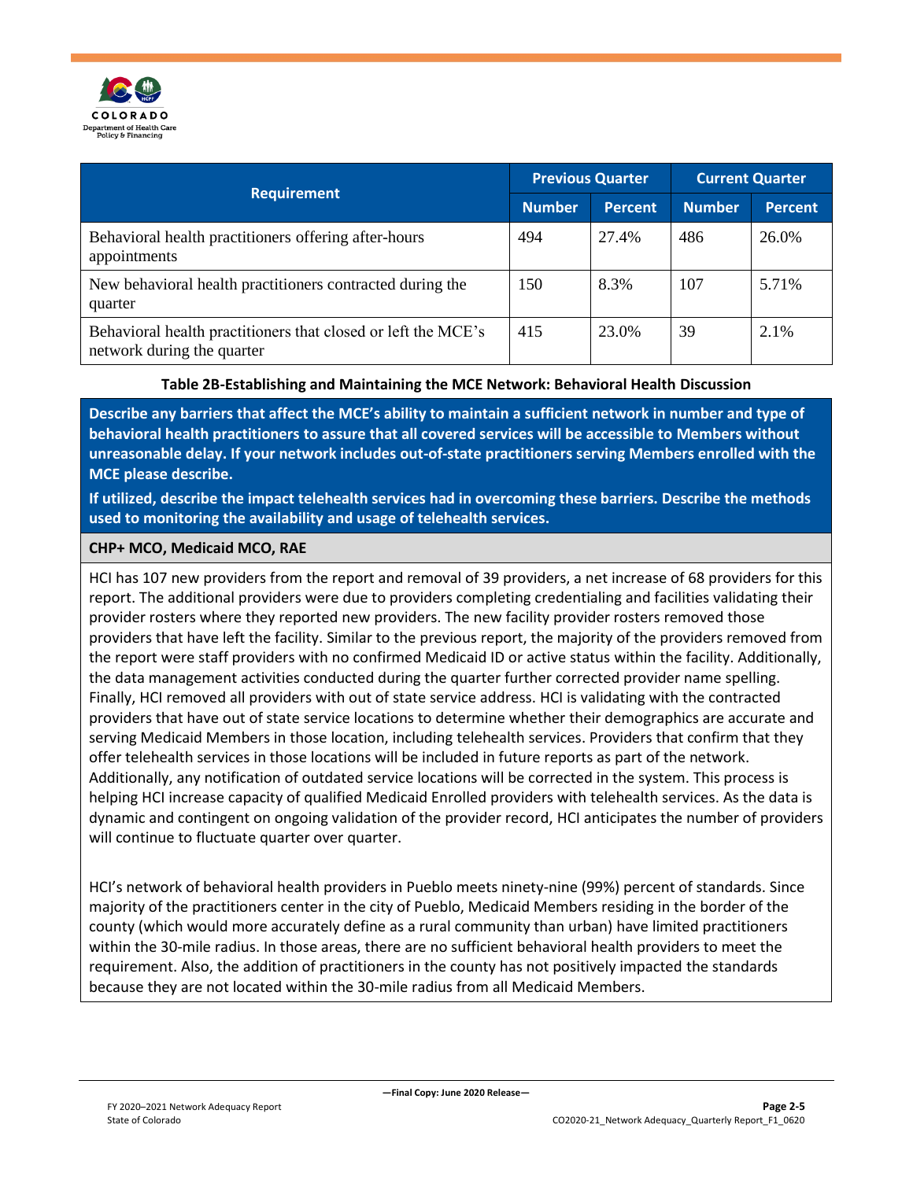| Requirement | Previous Quarter | | Current Quarter | |
|---|---|---|---|---|
| | Number | Percent | Number | Percent |
| Behavioral health practitioners offering after-hours appointments | 494 | 27.4% | 486 | 26.0% |
| New behavioral health practitioners contracted during the quarter | 150 | 8.3% | 107 | 5.71% |
| Behavioral health practitioners that closed or left the MCE's network during the quarter | 415 | 23.0% | 39 | 2.1% |

**Table 2B-Establishing and Maintaining the MCE Network: Behavioral Health Discussion**

| **Describe any barriers that affect the MCE's ability to maintain a sufficient network in number and type of behavioral health practitioners to assure that all covered services will be accessible to Members without unreasonable delay. If your network includes out-of-state practitioners serving Members enrolled with the MCE please describe.** <br><br> **If utilized, describe the impact telehealth services had in overcoming these barriers. Describe the methods used to monitoring the availability and usage of telehealth services.** |
|---|
| **CHP+ MCO, Medicaid MCO, RAE** |
| HCI has 107 new providers from the report and removal of 39 providers, a net increase of 68 providers for this report. The additional providers were due to providers completing credentialing and facilities validating their provider rosters where they reported new providers. The new facility provider rosters removed those providers that have left the facility. Similar to the previous report, the majority of the providers removed from the report were staff providers with no confirmed Medicaid ID or active status within the facility. Additionally, the data management activities conducted during the quarter further corrected provider name spelling. Finally, HCI removed all providers with out of state service address. HCI is validating with the contracted providers that have out of state service locations to determine whether their demographics are accurate and serving Medicaid Members in those location, including telehealth services. Providers that confirm that they offer telehealth services in those locations will be included in future reports as part of the network. Additionally, any notification of outdated service locations will be corrected in the system. This process is helping HCI increase capacity of qualified Medicaid Enrolled providers with telehealth services. As the data is dynamic and contingent on ongoing validation of the provider record, HCI anticipates the number of providers will continue to fluctuate quarter over quarter. <br><br> HCI's network of behavioral health providers in Pueblo meets ninety-nine (99%) percent of standards. Since majority of the practitioners center in the city of Pueblo, Medicaid Members residing in the border of the county (which would more accurately define as a rural community than urban) have limited practitioners within the 30-mile radius. In those areas, there are no sufficient behavioral health providers to meet the requirement. Also, the addition of practitioners in the county has not positively impacted the standards because they are not located within the 30-mile radius from all Medicaid Members. |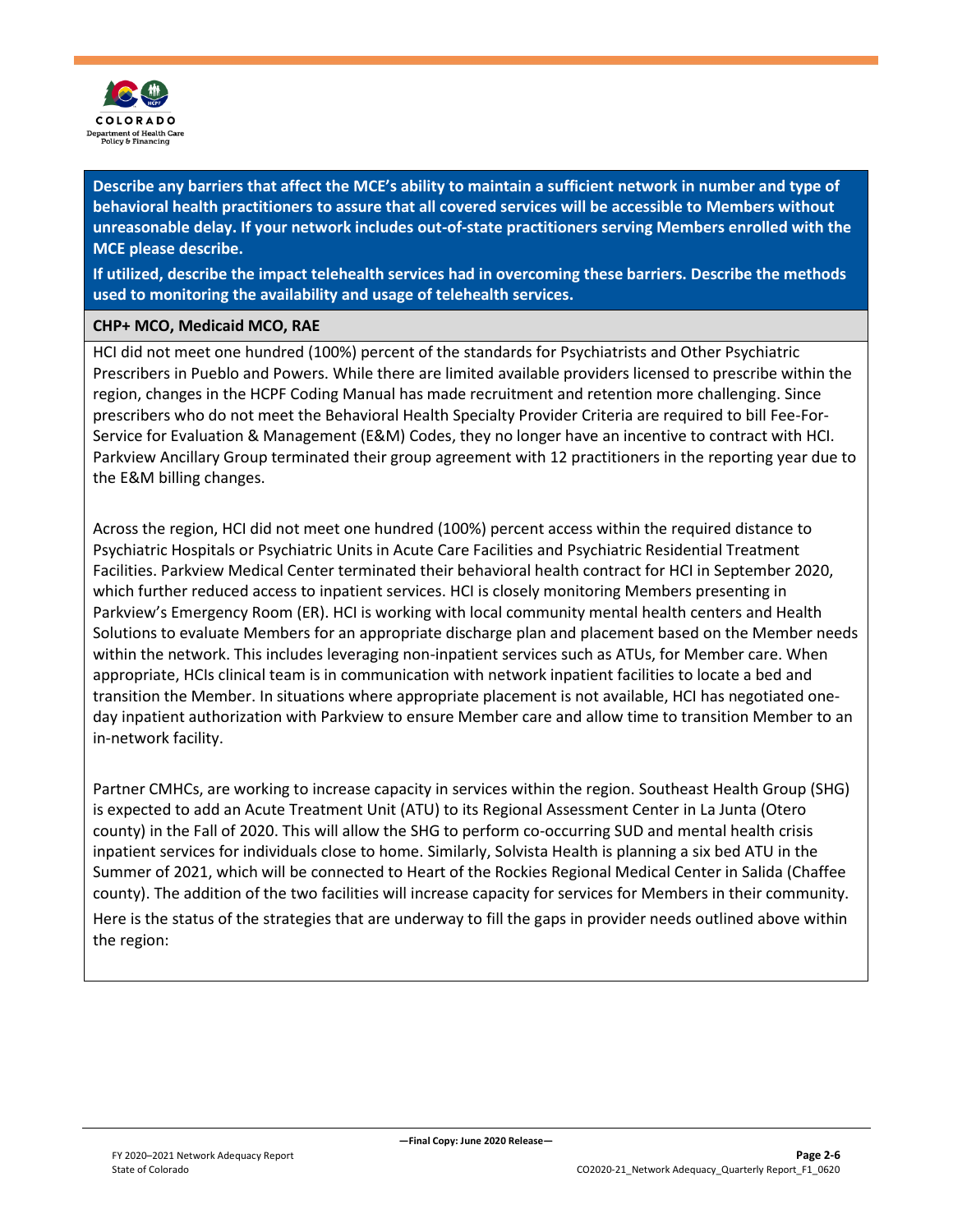**Describe any barriers that affect the MCE's ability to maintain a sufficient network in number and type of behavioral health practitioners to assure that all covered services will be accessible to Members without unreasonable delay. If your network includes out-of-state practitioners serving Members enrolled with the MCE please describe.**

**If utilized, describe the impact telehealth services had in overcoming these barriers. Describe the methods used to monitoring the availability and usage of telehealth services.**

**CHP+ MCO, Medicaid MCO, RAE**

HCI did not meet one hundred (100%) percent of the standards for Psychiatrists and Other Psychiatric Prescribers in Pueblo and Powers. While there are limited available providers licensed to prescribe within the region, changes in the HCPF Coding Manual has made recruitment and retention more challenging. Since prescribers who do not meet the Behavioral Health Specialty Provider Criteria are required to bill Fee-For-Service for Evaluation & Management (E&M) Codes, they no longer have an incentive to contract with HCI. Parkview Ancillary Group terminated their group agreement with 12 practitioners in the reporting year due to the E&M billing changes.

Across the region, HCI did not meet one hundred (100%) percent access within the required distance to Psychiatric Hospitals or Psychiatric Units in Acute Care Facilities and Psychiatric Residential Treatment Facilities. Parkview Medical Center terminated their behavioral health contract for HCI in September 2020, which further reduced access to inpatient services. HCI is closely monitoring Members presenting in Parkview's Emergency Room (ER). HCI is working with local community mental health centers and Health Solutions to evaluate Members for an appropriate discharge plan and placement based on the Member needs within the network. This includes leveraging non-inpatient services such as ATUs, for Member care. When appropriate, HCIs clinical team is in communication with network inpatient facilities to locate a bed and transition the Member. In situations where appropriate placement is not available, HCI has negotiated one-day inpatient authorization with Parkview to ensure Member care and allow time to transition Member to an in-network facility.

Partner CMHCs, are working to increase capacity in services within the region. Southeast Health Group (SHG) is expected to add an Acute Treatment Unit (ATU) to its Regional Assessment Center in La Junta (Otero county) in the Fall of 2020. This will allow the SHG to perform co-occurring SUD and mental health crisis inpatient services for individuals close to home. Similarly, Solvista Health is planning a six bed ATU in the Summer of 2021, which will be connected to Heart of the Rockies Regional Medical Center in Salida (Chaffee county). The addition of the two facilities will increase capacity for services for Members in their community.

Here is the status of the strategies that are underway to fill the gaps in provider needs outlined above within the region: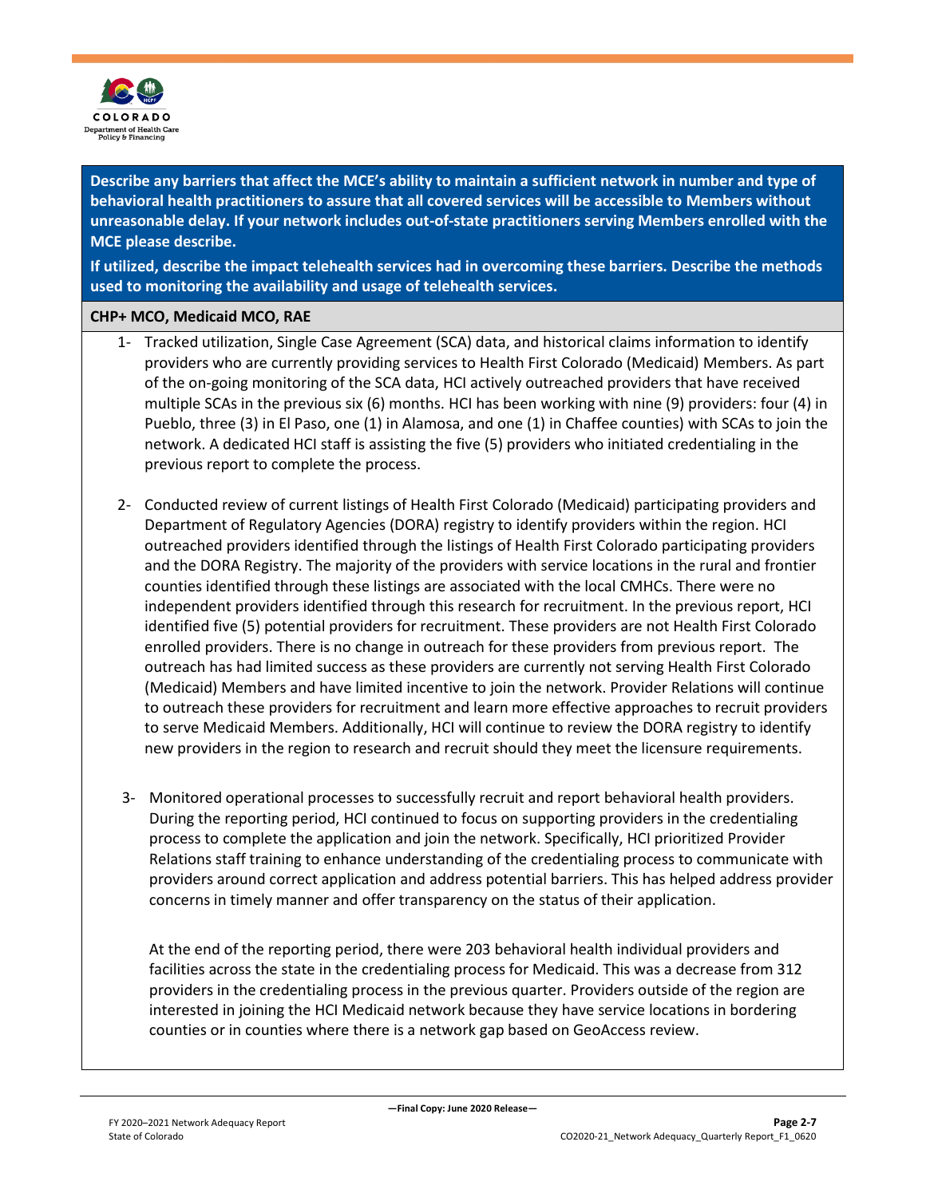**Describe any barriers that affect the MCE's ability to maintain a sufficient network in number and type of behavioral health practitioners to assure that all covered services will be accessible to Members without unreasonable delay. If your network includes out-of-state practitioners serving Members enrolled with the MCE please describe.**

**If utilized, describe the impact telehealth services had in overcoming these barriers. Describe the methods used to monitoring the availability and usage of telehealth services.**

**CHP+ MCO, Medicaid MCO, RAE**

1- Tracked utilization, Single Case Agreement (SCA) data, and historical claims information to identify providers who are currently providing services to Health First Colorado (Medicaid) Members. As part of the on-going monitoring of the SCA data, HCI actively outreached providers that have received multiple SCAs in the previous six (6) months. HCI has been working with nine (9) providers: four (4) in Pueblo, three (3) in El Paso, one (1) in Alamosa, and one (1) in Chaffee counties) with SCAs to join the network. A dedicated HCI staff is assisting the five (5) providers who initiated credentialing in the previous report to complete the process.

2- Conducted review of current listings of Health First Colorado (Medicaid) participating providers and Department of Regulatory Agencies (DORA) registry to identify providers within the region. HCI outreached providers identified through the listings of Health First Colorado participating providers and the DORA Registry. The majority of the providers with service locations in the rural and frontier counties identified through these listings are associated with the local CMHCs. There were no independent providers identified through this research for recruitment. In the previous report, HCI identified five (5) potential providers for recruitment. These providers are not Health First Colorado enrolled providers. There is no change in outreach for these providers from previous report. The outreach has had limited success as these providers are currently not serving Health First Colorado (Medicaid) Members and have limited incentive to join the network. Provider Relations will continue to outreach these providers for recruitment and learn more effective approaches to recruit providers to serve Medicaid Members. Additionally, HCI will continue to review the DORA registry to identify new providers in the region to research and recruit should they meet the licensure requirements.

3- Monitored operational processes to successfully recruit and report behavioral health providers. During the reporting period, HCI continued to focus on supporting providers in the credentialing process to complete the application and join the network. Specifically, HCI prioritized Provider Relations staff training to enhance understanding of the credentialing process to communicate with providers around correct application and address potential barriers. This has helped address provider concerns in timely manner and offer transparency on the status of their application.

At the end of the reporting period, there were 203 behavioral health individual providers and facilities across the state in the credentialing process for Medicaid. This was a decrease from 312 providers in the credentialing process in the previous quarter. Providers outside of the region are interested in joining the HCI Medicaid network because they have service locations in bordering counties or in counties where there is a network gap based on GeoAccess review.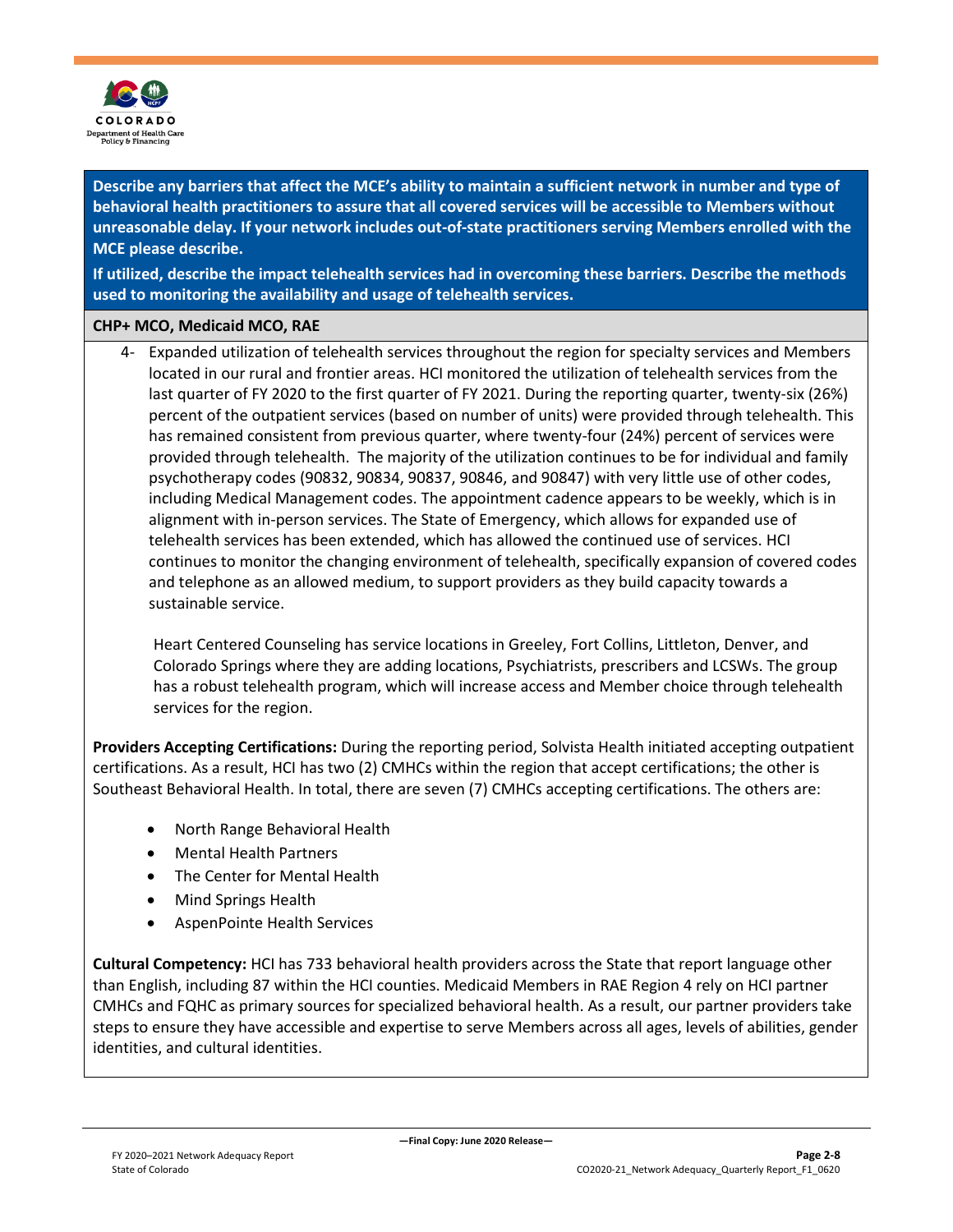**Describe any barriers that affect the MCE's ability to maintain a sufficient network in number and type of behavioral health practitioners to assure that all covered services will be accessible to Members without unreasonable delay. If your network includes out-of-state practitioners serving Members enrolled with the MCE please describe.**

**If utilized, describe the impact telehealth services had in overcoming these barriers. Describe the methods used to monitoring the availability and usage of telehealth services.**

**CHP+ MCO, Medicaid MCO, RAE**

4- Expanded utilization of telehealth services throughout the region for specialty services and Members located in our rural and frontier areas. HCI monitored the utilization of telehealth services from the last quarter of FY 2020 to the first quarter of FY 2021. During the reporting quarter, twenty-six (26%) percent of the outpatient services (based on number of units) were provided through telehealth. This has remained consistent from previous quarter, where twenty-four (24%) percent of services were provided through telehealth. The majority of the utilization continues to be for individual and family psychotherapy codes (90832, 90834, 90837, 90846, and 90847) with very little use of other codes, including Medical Management codes. The appointment cadence appears to be weekly, which is in alignment with in-person services. The State of Emergency, which allows for expanded use of telehealth services has been extended, which has allowed the continued use of services. HCI continues to monitor the changing environment of telehealth, specifically expansion of covered codes and telephone as an allowed medium, to support providers as they build capacity towards a sustainable service.

Heart Centered Counseling has service locations in Greeley, Fort Collins, Littleton, Denver, and Colorado Springs where they are adding locations, Psychiatrists, prescribers and LCSWs. The group has a robust telehealth program, which will increase access and Member choice through telehealth services for the region.

**Providers Accepting Certifications:** During the reporting period, Solvista Health initiated accepting outpatient certifications. As a result, HCI has two (2) CMHCs within the region that accept certifications; the other is Southeast Behavioral Health. In total, there are seven (7) CMHCs accepting certifications. The others are:

- North Range Behavioral Health
- Mental Health Partners
- The Center for Mental Health
- Mind Springs Health
- AspenPointe Health Services

**Cultural Competency:** HCI has 733 behavioral health providers across the State that report language other than English, including 87 within the HCI counties. Medicaid Members in RAE Region 4 rely on HCI partner CMHCs and FQHC as primary sources for specialized behavioral health. As a result, our partner providers take steps to ensure they have accessible and expertise to serve Members across all ages, levels of abilities, gender identities, and cultural identities.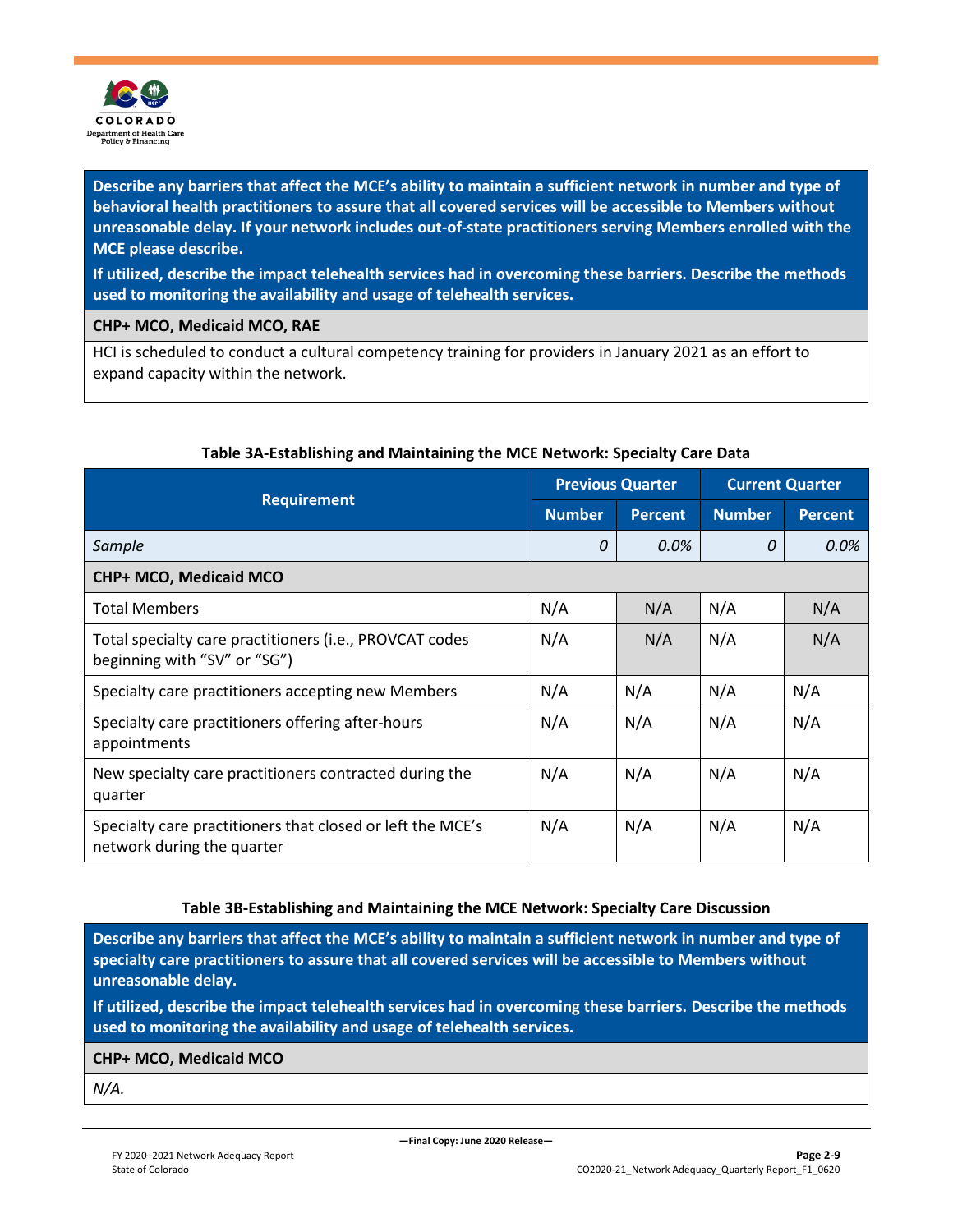| Describe any barriers that affect the MCE's ability to maintain a sufficient network in number and type of behavioral health practitioners to assure that all covered services will be accessible to Members without unreasonable delay. If your network includes out-of-state practitioners serving Members enrolled with the MCE please describe.<br>If utilized, describe the impact telehealth services had in overcoming these barriers. Describe the methods used to monitoring the availability and usage of telehealth services. |
|---|
| **CHP+ MCO, Medicaid MCO, RAE** |
| HCI is scheduled to conduct a cultural competency training for providers in January 2021 as an effort to expand capacity within the network. |

**Table 3A-Establishing and Maintaining the MCE Network: Specialty Care Data**

| Requirement | Previous Quarter | | Current Quarter | |
|---|---|---|---|---|
| | Number | Percent | Number | Percent |
| *Sample* | *0* | *0.0%* | *0* | *0.0%* |
| **CHP+ MCO, Medicaid MCO** | | | | |
| Total Members | N/A | N/A | N/A | N/A |
| Total specialty care practitioners (i.e., PROVCAT codes beginning with "SV" or "SG") | N/A | N/A | N/A | N/A |
| Specialty care practitioners accepting new Members | N/A | N/A | N/A | N/A |
| Specialty care practitioners offering after-hours appointments | N/A | N/A | N/A | N/A |
| New specialty care practitioners contracted during the quarter | N/A | N/A | N/A | N/A |
| Specialty care practitioners that closed or left the MCE's network during the quarter | N/A | N/A | N/A | N/A |

**Table 3B-Establishing and Maintaining the MCE Network: Specialty Care Discussion**

| Describe any barriers that affect the MCE's ability to maintain a sufficient network in number and type of specialty care practitioners to assure that all covered services will be accessible to Members without unreasonable delay.<br>If utilized, describe the impact telehealth services had in overcoming these barriers. Describe the methods used to monitoring the availability and usage of telehealth services. |
|---|
| **CHP+ MCO, Medicaid MCO** |
| *N/A.* |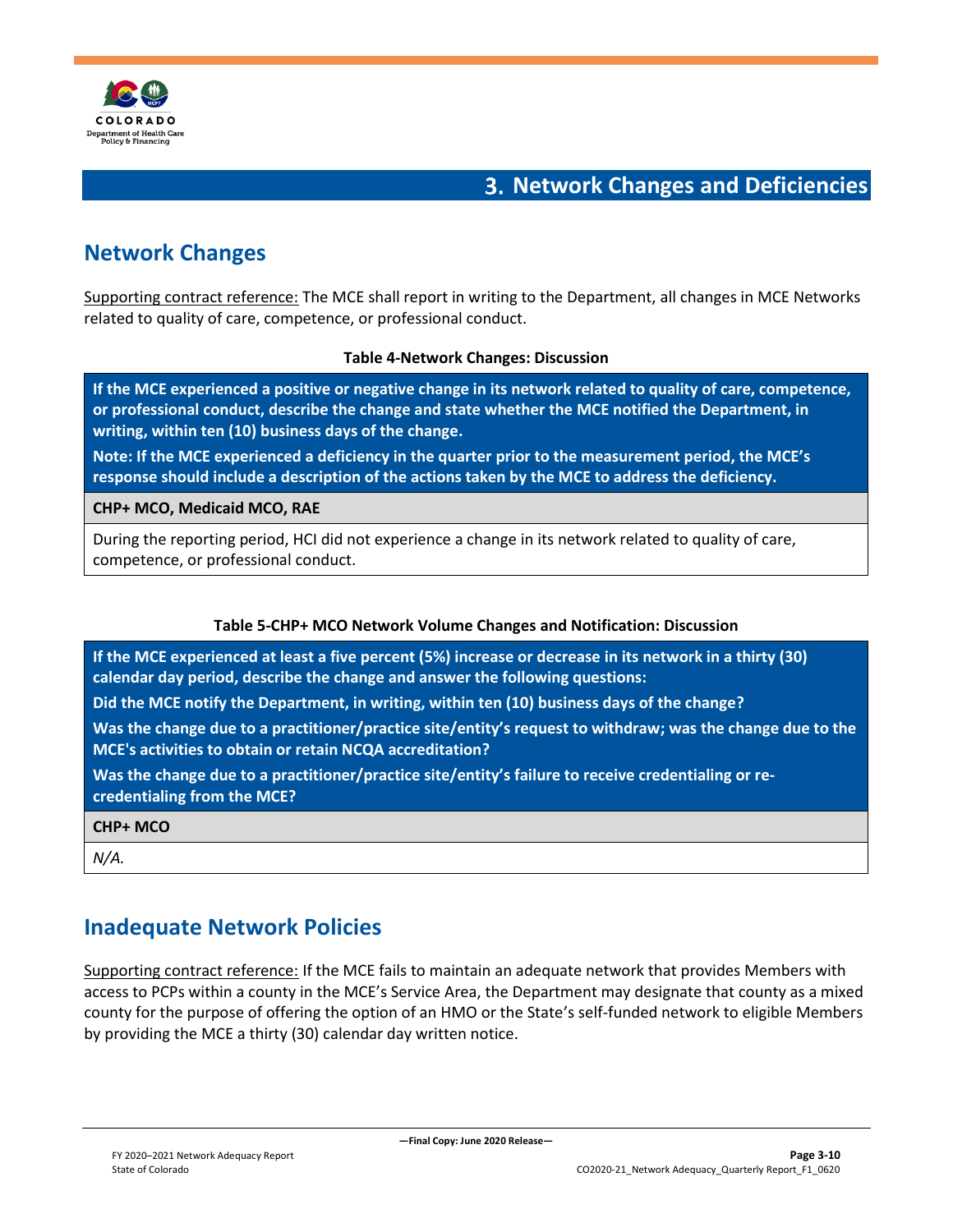# 3. Network Changes and Deficiencies

## Network Changes

Supporting contract reference: The MCE shall report in writing to the Department, all changes in MCE Networks related to quality of care, competence, or professional conduct.

**Table 4-Network Changes: Discussion**

| **If the MCE experienced a positive or negative change in its network related to quality of care, competence, or professional conduct, describe the change and state whether the MCE notified the Department, in writing, within ten (10) business days of the change.<br>Note: If the MCE experienced a deficiency in the quarter prior to the measurement period, the MCE's response should include a description of the actions taken by the MCE to address the deficiency.** |
|---|
| **CHP+ MCO, Medicaid MCO, RAE** |
| During the reporting period, HCI did not experience a change in its network related to quality of care, competence, or professional conduct. |

**Table 5-CHP+ MCO Network Volume Changes and Notification: Discussion**

| **If the MCE experienced at least a five percent (5%) increase or decrease in its network in a thirty (30) calendar day period, describe the change and answer the following questions:<br>Did the MCE notify the Department, in writing, within ten (10) business days of the change?<br>Was the change due to a practitioner/practice site/entity's request to withdraw; was the change due to the MCE's activities to obtain or retain NCQA accreditation?<br>Was the change due to a practitioner/practice site/entity's failure to receive credentialing or re-credentialing from the MCE?** |
|---|
| **CHP+ MCO** |
| *N/A.* |

## Inadequate Network Policies

Supporting contract reference: If the MCE fails to maintain an adequate network that provides Members with access to PCPs within a county in the MCE's Service Area, the Department may designate that county as a mixed county for the purpose of offering the option of an HMO or the State's self-funded network to eligible Members by providing the MCE a thirty (30) calendar day written notice.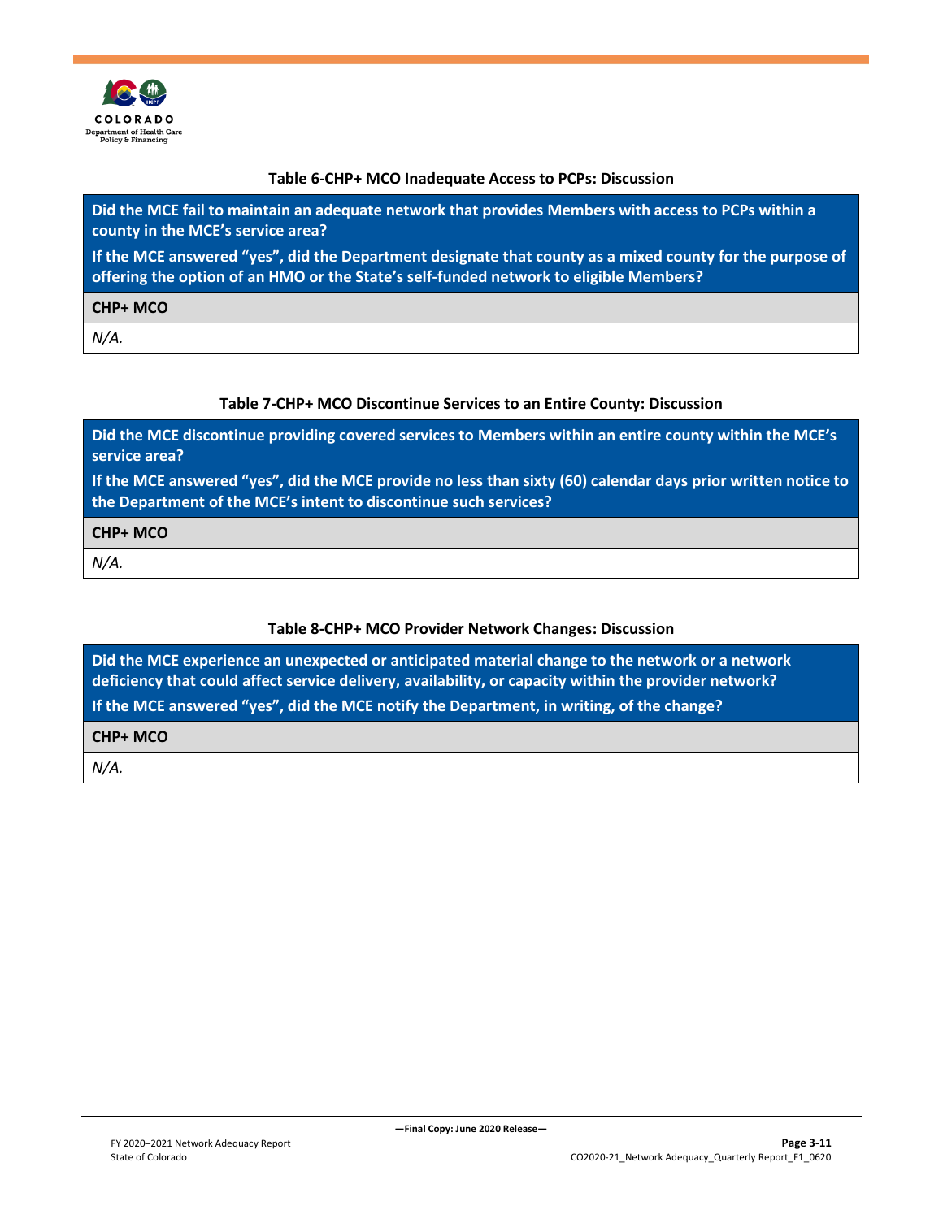**Table 6-CHP+ MCO Inadequate Access to PCPs: Discussion**

| Did the MCE fail to maintain an adequate network that provides Members with access to PCPs within a county in the MCE's service area?<br>If the MCE answered "yes", did the Department designate that county as a mixed county for the purpose of offering the option of an HMO or the State's self-funded network to eligible Members? |
|---|
| **CHP+ MCO** |
| *N/A.* |

**Table 7-CHP+ MCO Discontinue Services to an Entire County: Discussion**

| Did the MCE discontinue providing covered services to Members within an entire county within the MCE's service area?<br>If the MCE answered "yes", did the MCE provide no less than sixty (60) calendar days prior written notice to the Department of the MCE's intent to discontinue such services? |
|---|
| **CHP+ MCO** |
| *N/A.* |

**Table 8-CHP+ MCO Provider Network Changes: Discussion**

| Did the MCE experience an unexpected or anticipated material change to the network or a network deficiency that could affect service delivery, availability, or capacity within the provider network?<br>If the MCE answered "yes", did the MCE notify the Department, in writing, of the change? |
|---|
| **CHP+ MCO** |
| *N/A.* |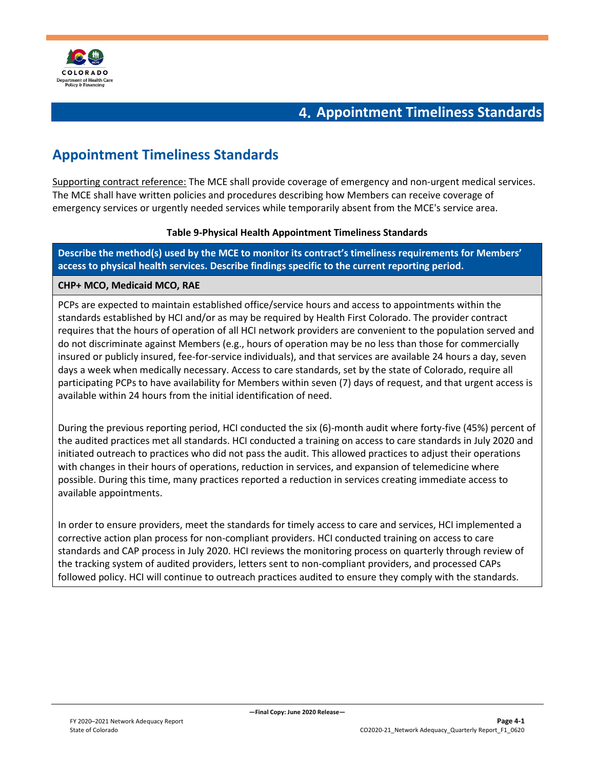# 4. Appointment Timeliness Standards

## Appointment Timeliness Standards

Supporting contract reference: The MCE shall provide coverage of emergency and non-urgent medical services. The MCE shall have written policies and procedures describing how Members can receive coverage of emergency services or urgently needed services while temporarily absent from the MCE's service area.

**Table 9-Physical Health Appointment Timeliness Standards**

| **Describe the method(s) used by the MCE to monitor its contract's timeliness requirements for Members' access to physical health services. Describe findings specific to the current reporting period.** |
|---|
| **CHP+ MCO, Medicaid MCO, RAE** |
| PCPs are expected to maintain established office/service hours and access to appointments within the standards established by HCI and/or as may be required by Health First Colorado. The provider contract requires that the hours of operation of all HCI network providers are convenient to the population served and do not discriminate against Members (e.g., hours of operation may be no less than those for commercially insured or publicly insured, fee-for-service individuals), and that services are available 24 hours a day, seven days a week when medically necessary. Access to care standards, set by the state of Colorado, require all participating PCPs to have availability for Members within seven (7) days of request, and that urgent access is available within 24 hours from the initial identification of need.<br><br>During the previous reporting period, HCI conducted the six (6)-month audit where forty-five (45%) percent of the audited practices met all standards. HCI conducted a training on access to care standards in July 2020 and initiated outreach to practices who did not pass the audit. This allowed practices to adjust their operations with changes in their hours of operations, reduction in services, and expansion of telemedicine where possible. During this time, many practices reported a reduction in services creating immediate access to available appointments.<br><br>In order to ensure providers, meet the standards for timely access to care and services, HCI implemented a corrective action plan process for non-compliant providers. HCI conducted training on access to care standards and CAP process in July 2020. HCI reviews the monitoring process on quarterly through review of the tracking system of audited providers, letters sent to non-compliant providers, and processed CAPs followed policy. HCI will continue to outreach practices audited to ensure they comply with the standards. |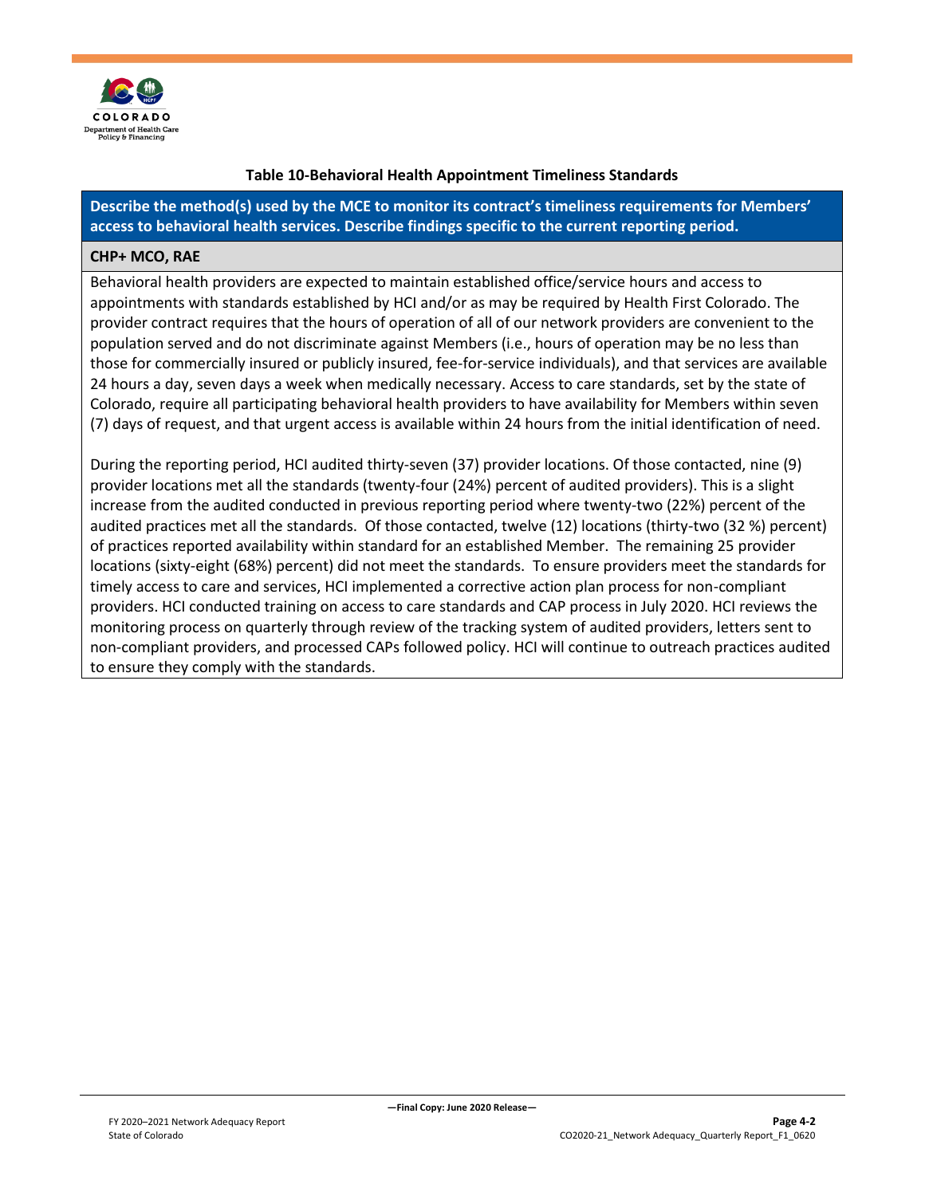**Table 10-Behavioral Health Appointment Timeliness Standards**

| Describe the method(s) used by the MCE to monitor its contract's timeliness requirements for Members' access to behavioral health services. Describe findings specific to the current reporting period. |
|---|
| **CHP+ MCO, RAE** |
| Behavioral health providers are expected to maintain established office/service hours and access to appointments with standards established by HCI and/or as may be required by Health First Colorado. The provider contract requires that the hours of operation of all of our network providers are convenient to the population served and do not discriminate against Members (i.e., hours of operation may be no less than those for commercially insured or publicly insured, fee-for-service individuals), and that services are available 24 hours a day, seven days a week when medically necessary. Access to care standards, set by the state of Colorado, require all participating behavioral health providers to have availability for Members within seven (7) days of request, and that urgent access is available within 24 hours from the initial identification of need. <br><br> During the reporting period, HCI audited thirty-seven (37) provider locations. Of those contacted, nine (9) provider locations met all the standards (twenty-four (24%) percent of audited providers). This is a slight increase from the audited conducted in previous reporting period where twenty-two (22%) percent of the audited practices met all the standards. Of those contacted, twelve (12) locations (thirty-two (32 %) percent) of practices reported availability within standard for an established Member. The remaining 25 provider locations (sixty-eight (68%) percent) did not meet the standards. To ensure providers meet the standards for timely access to care and services, HCI implemented a corrective action plan process for non-compliant providers. HCI conducted training on access to care standards and CAP process in July 2020. HCI reviews the monitoring process on quarterly through review of the tracking system of audited providers, letters sent to non-compliant providers, and processed CAPs followed policy. HCI will continue to outreach practices audited to ensure they comply with the standards. |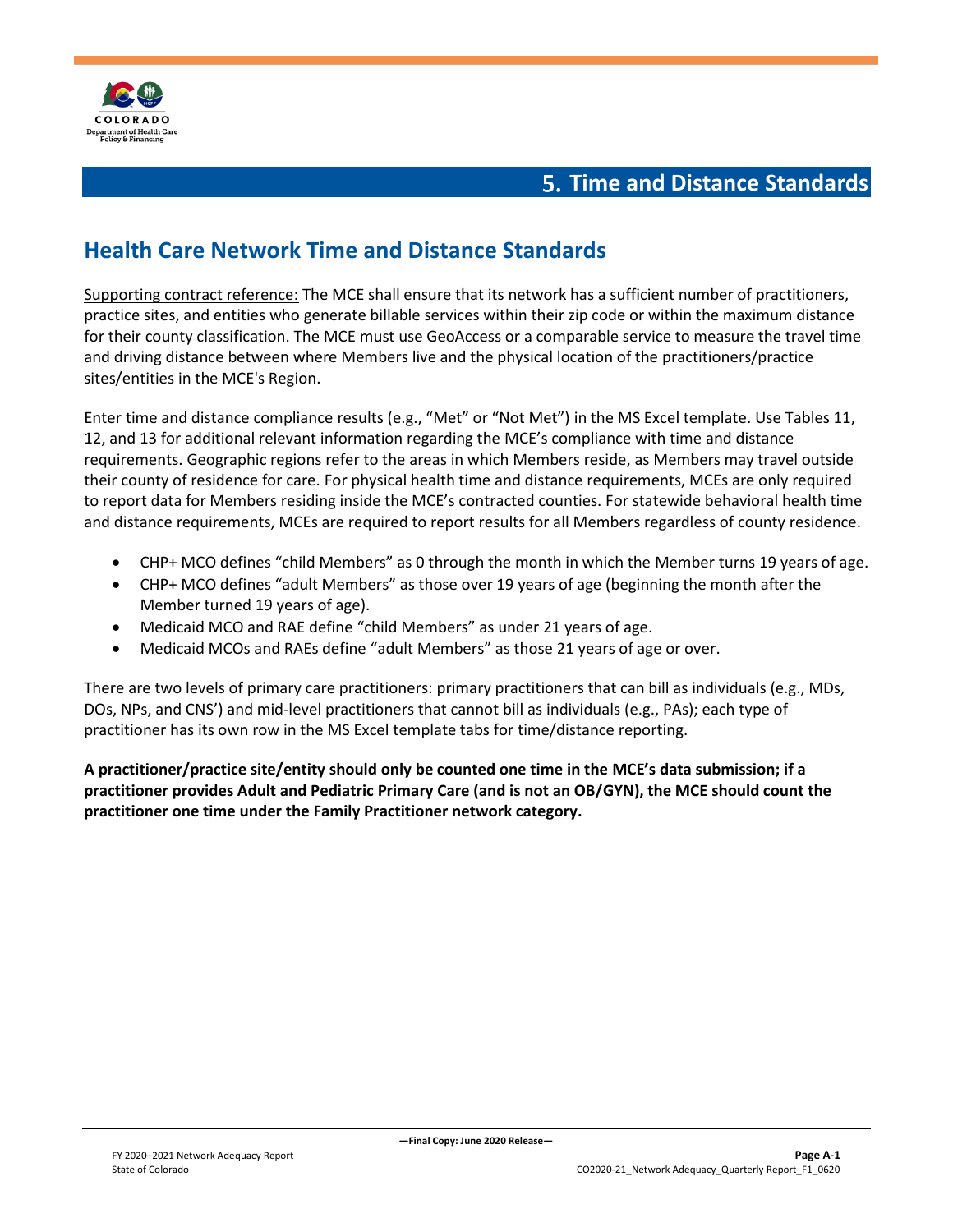# 5. Time and Distance Standards

## Health Care Network Time and Distance Standards

Supporting contract reference: The MCE shall ensure that its network has a sufficient number of practitioners, practice sites, and entities who generate billable services within their zip code or within the maximum distance for their county classification. The MCE must use GeoAccess or a comparable service to measure the travel time and driving distance between where Members live and the physical location of the practitioners/practice sites/entities in the MCE's Region.

Enter time and distance compliance results (e.g., "Met" or "Not Met") in the MS Excel template. Use Tables 11, 12, and 13 for additional relevant information regarding the MCE's compliance with time and distance requirements. Geographic regions refer to the areas in which Members reside, as Members may travel outside their county of residence for care. For physical health time and distance requirements, MCEs are only required to report data for Members residing inside the MCE's contracted counties. For statewide behavioral health time and distance requirements, MCEs are required to report results for all Members regardless of county residence.

- CHP+ MCO defines "child Members" as 0 through the month in which the Member turns 19 years of age.
- CHP+ MCO defines "adult Members" as those over 19 years of age (beginning the month after the Member turned 19 years of age).
- Medicaid MCO and RAE define "child Members" as under 21 years of age.
- Medicaid MCOs and RAEs define "adult Members" as those 21 years of age or over.

There are two levels of primary care practitioners: primary practitioners that can bill as individuals (e.g., MDs, DOs, NPs, and CNS') and mid-level practitioners that cannot bill as individuals (e.g., PAs); each type of practitioner has its own row in the MS Excel template tabs for time/distance reporting.

**A practitioner/practice site/entity should only be counted one time in the MCE's data submission; if a practitioner provides Adult and Pediatric Primary Care (and is not an OB/GYN), the MCE should count the practitioner one time under the Family Practitioner network category.**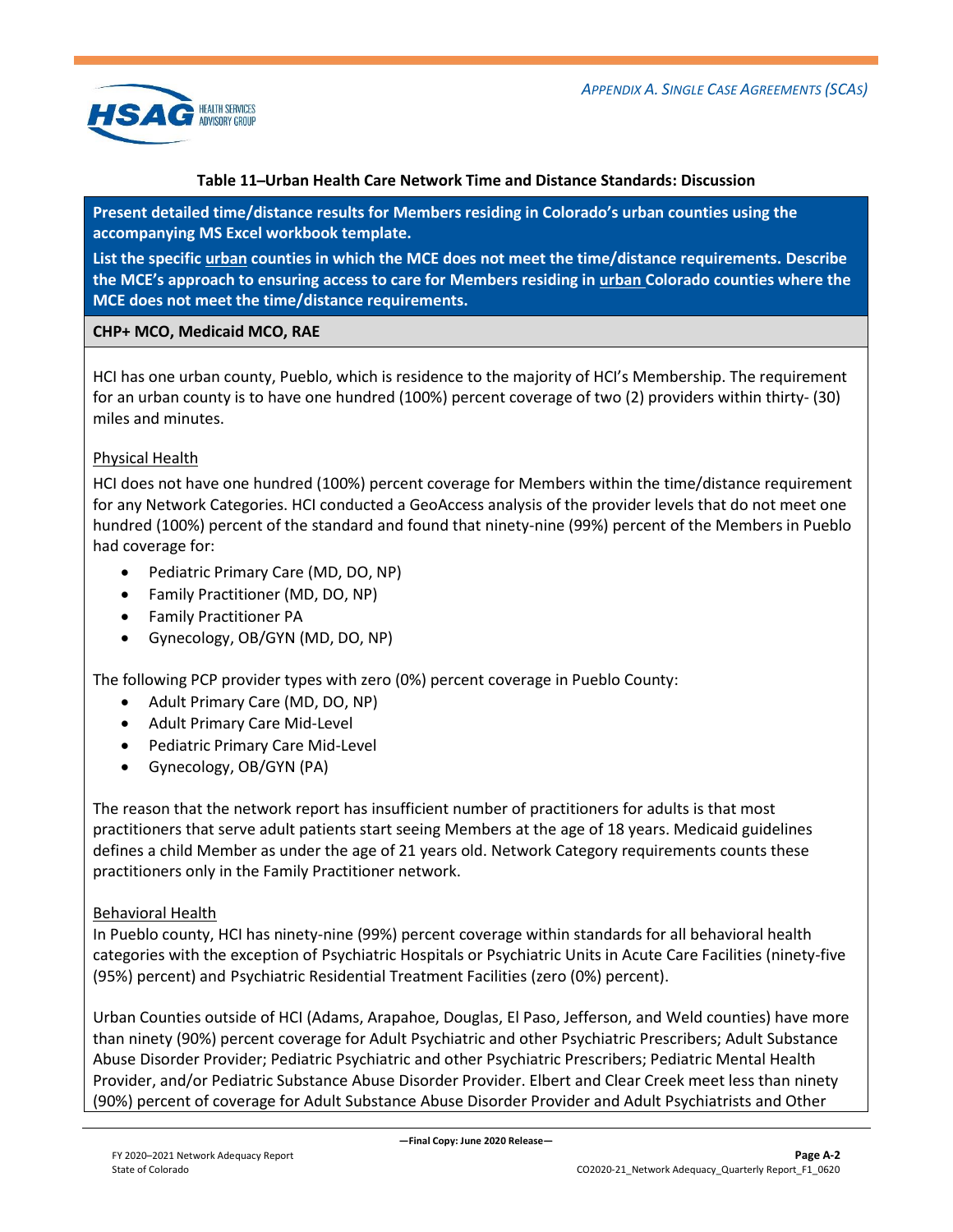**Table 11–Urban Health Care Network Time and Distance Standards: Discussion**

| Present detailed time/distance results for Members residing in Colorado's urban counties using the accompanying MS Excel workbook template. List the specific urban counties in which the MCE does not meet the time/distance requirements. Describe the MCE's approach to ensuring access to care for Members residing in urban Colorado counties where the MCE does not meet the time/distance requirements. |
|---|
| **CHP+ MCO, Medicaid MCO, RAE** |

HCI has one urban county, Pueblo, which is residence to the majority of HCI's Membership. The requirement for an urban county is to have one hundred (100%) percent coverage of two (2) providers within thirty- (30) miles and minutes.

Physical Health

HCI does not have one hundred (100%) percent coverage for Members within the time/distance requirement for any Network Categories. HCI conducted a GeoAccess analysis of the provider levels that do not meet one hundred (100%) percent of the standard and found that ninety-nine (99%) percent of the Members in Pueblo had coverage for:

- Pediatric Primary Care (MD, DO, NP)
- Family Practitioner (MD, DO, NP)
- Family Practitioner PA
- Gynecology, OB/GYN (MD, DO, NP)

The following PCP provider types with zero (0%) percent coverage in Pueblo County:

- Adult Primary Care (MD, DO, NP)
- Adult Primary Care Mid-Level
- Pediatric Primary Care Mid-Level
- Gynecology, OB/GYN (PA)

The reason that the network report has insufficient number of practitioners for adults is that most practitioners that serve adult patients start seeing Members at the age of 18 years. Medicaid guidelines defines a child Member as under the age of 21 years old. Network Category requirements counts these practitioners only in the Family Practitioner network.

Behavioral Health

In Pueblo county, HCI has ninety-nine (99%) percent coverage within standards for all behavioral health categories with the exception of Psychiatric Hospitals or Psychiatric Units in Acute Care Facilities (ninety-five (95%) percent) and Psychiatric Residential Treatment Facilities (zero (0%) percent).

Urban Counties outside of HCI (Adams, Arapahoe, Douglas, El Paso, Jefferson, and Weld counties) have more than ninety (90%) percent coverage for Adult Psychiatric and other Psychiatric Prescribers; Adult Substance Abuse Disorder Provider; Pediatric Psychiatric and other Psychiatric Prescribers; Pediatric Mental Health Provider, and/or Pediatric Substance Abuse Disorder Provider. Elbert and Clear Creek meet less than ninety (90%) percent of coverage for Adult Substance Abuse Disorder Provider and Adult Psychiatrists and Other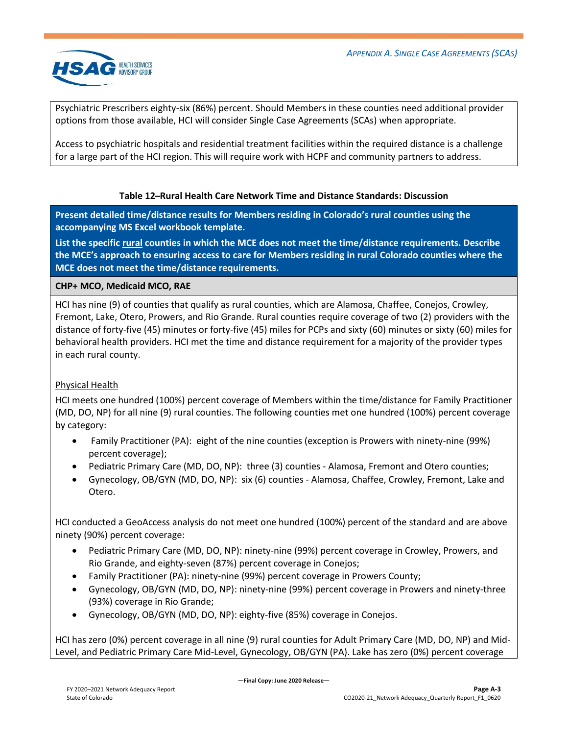Psychiatric Prescribers eighty-six (86%) percent. Should Members in these counties need additional provider options from those available, HCI will consider Single Case Agreements (SCAs) when appropriate.

Access to psychiatric hospitals and residential treatment facilities within the required distance is a challenge for a large part of the HCI region. This will require work with HCPF and community partners to address.

### Table 12–Rural Health Care Network Time and Distance Standards: Discussion

**Present detailed time/distance results for Members residing in Colorado's rural counties using the accompanying MS Excel workbook template.**

**List the specific rural counties in which the MCE does not meet the time/distance requirements. Describe the MCE's approach to ensuring access to care for Members residing in rural Colorado counties where the MCE does not meet the time/distance requirements.**

**CHP+ MCO, Medicaid MCO, RAE**

HCI has nine (9) of counties that qualify as rural counties, which are Alamosa, Chaffee, Conejos, Crowley, Fremont, Lake, Otero, Prowers, and Rio Grande. Rural counties require coverage of two (2) providers with the distance of forty-five (45) minutes or forty-five (45) miles for PCPs and sixty (60) minutes or sixty (60) miles for behavioral health providers. HCI met the time and distance requirement for a majority of the provider types in each rural county.

Physical Health

HCI meets one hundred (100%) percent coverage of Members within the time/distance for Family Practitioner (MD, DO, NP) for all nine (9) rural counties. The following counties met one hundred (100%) percent coverage by category:

- Family Practitioner (PA): eight of the nine counties (exception is Prowers with ninety-nine (99%) percent coverage);
- Pediatric Primary Care (MD, DO, NP): three (3) counties - Alamosa, Fremont and Otero counties;
- Gynecology, OB/GYN (MD, DO, NP): six (6) counties - Alamosa, Chaffee, Crowley, Fremont, Lake and Otero.

HCI conducted a GeoAccess analysis do not meet one hundred (100%) percent of the standard and are above ninety (90%) percent coverage:

- Pediatric Primary Care (MD, DO, NP): ninety-nine (99%) percent coverage in Crowley, Prowers, and Rio Grande, and eighty-seven (87%) percent coverage in Conejos;
- Family Practitioner (PA): ninety-nine (99%) percent coverage in Prowers County;
- Gynecology, OB/GYN (MD, DO, NP): ninety-nine (99%) percent coverage in Prowers and ninety-three (93%) coverage in Rio Grande;
- Gynecology, OB/GYN (MD, DO, NP): eighty-five (85%) coverage in Conejos.

HCI has zero (0%) percent coverage in all nine (9) rural counties for Adult Primary Care (MD, DO, NP) and Mid-Level, and Pediatric Primary Care Mid-Level, Gynecology, OB/GYN (PA). Lake has zero (0%) percent coverage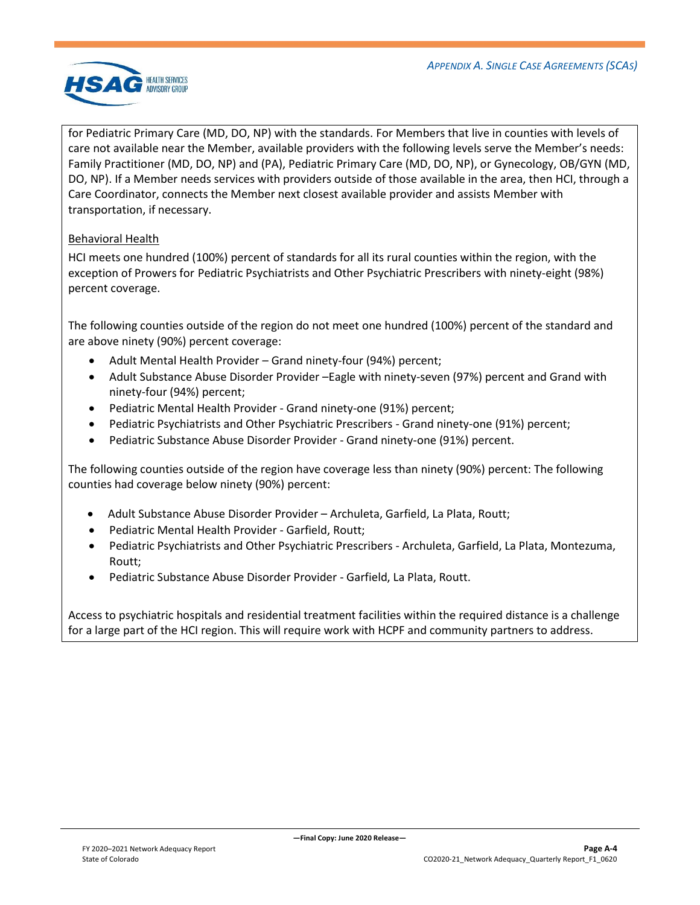for Pediatric Primary Care (MD, DO, NP) with the standards. For Members that live in counties with levels of care not available near the Member, available providers with the following levels serve the Member's needs: Family Practitioner (MD, DO, NP) and (PA), Pediatric Primary Care (MD, DO, NP), or Gynecology, OB/GYN (MD, DO, NP). If a Member needs services with providers outside of those available in the area, then HCI, through a Care Coordinator, connects the Member next closest available provider and assists Member with transportation, if necessary.

Behavioral Health

HCI meets one hundred (100%) percent of standards for all its rural counties within the region, with the exception of Prowers for Pediatric Psychiatrists and Other Psychiatric Prescribers with ninety-eight (98%) percent coverage.

The following counties outside of the region do not meet one hundred (100%) percent of the standard and are above ninety (90%) percent coverage:

- Adult Mental Health Provider – Grand ninety-four (94%) percent;
- Adult Substance Abuse Disorder Provider –Eagle with ninety-seven (97%) percent and Grand with ninety-four (94%) percent;
- Pediatric Mental Health Provider - Grand ninety-one (91%) percent;
- Pediatric Psychiatrists and Other Psychiatric Prescribers - Grand ninety-one (91%) percent;
- Pediatric Substance Abuse Disorder Provider - Grand ninety-one (91%) percent.

The following counties outside of the region have coverage less than ninety (90%) percent: The following counties had coverage below ninety (90%) percent:

- Adult Substance Abuse Disorder Provider – Archuleta, Garfield, La Plata, Routt;
- Pediatric Mental Health Provider - Garfield, Routt;
- Pediatric Psychiatrists and Other Psychiatric Prescribers - Archuleta, Garfield, La Plata, Montezuma, Routt;
- Pediatric Substance Abuse Disorder Provider - Garfield, La Plata, Routt.

Access to psychiatric hospitals and residential treatment facilities within the required distance is a challenge for a large part of the HCI region. This will require work with HCPF and community partners to address.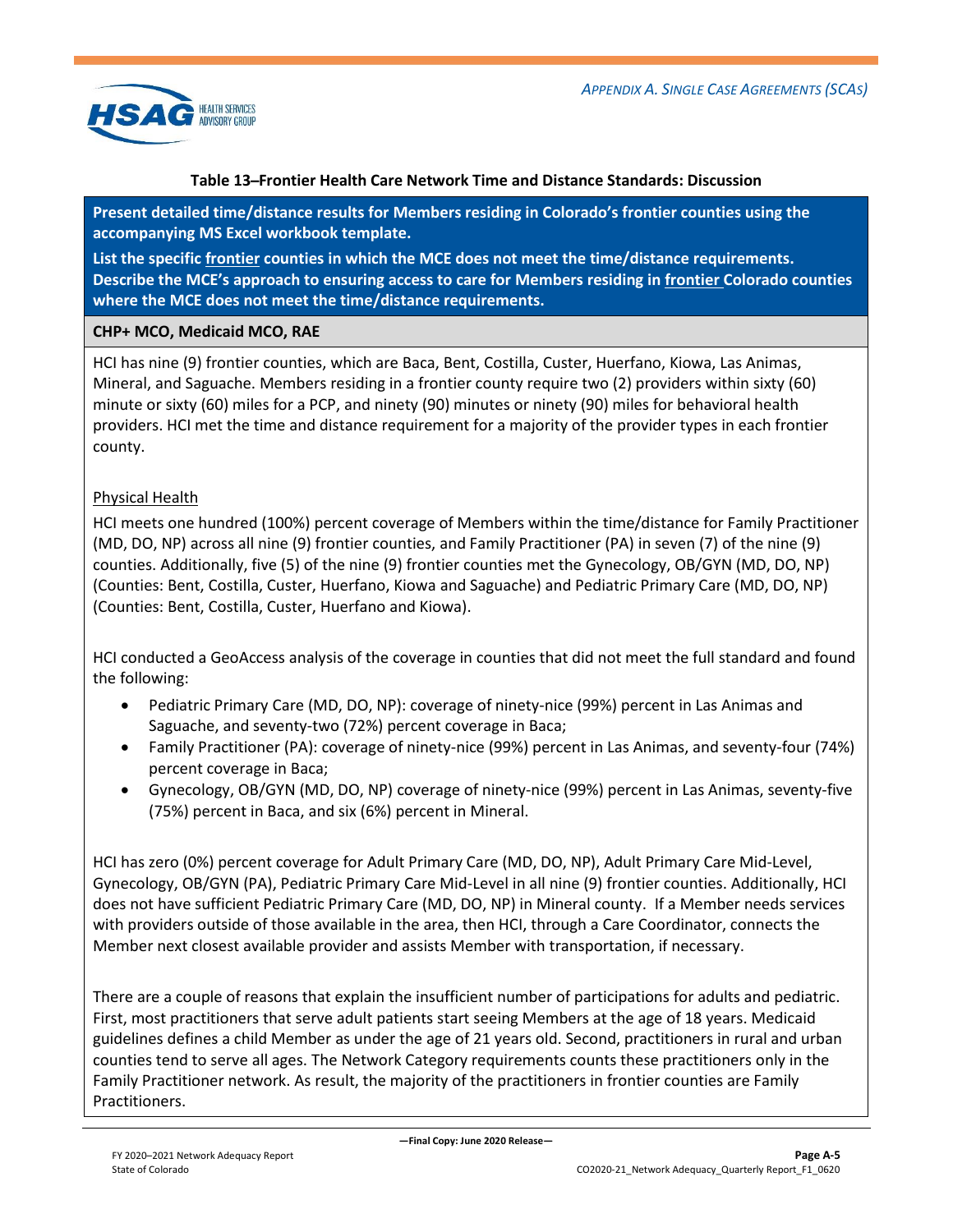**Table 13–Frontier Health Care Network Time and Distance Standards: Discussion**

**Present detailed time/distance results for Members residing in Colorado's frontier counties using the accompanying MS Excel workbook template.**

**List the specific frontier counties in which the MCE does not meet the time/distance requirements. Describe the MCE's approach to ensuring access to care for Members residing in frontier Colorado counties where the MCE does not meet the time/distance requirements.**

**CHP+ MCO, Medicaid MCO, RAE**

HCI has nine (9) frontier counties, which are Baca, Bent, Costilla, Custer, Huerfano, Kiowa, Las Animas, Mineral, and Saguache. Members residing in a frontier county require two (2) providers within sixty (60) minute or sixty (60) miles for a PCP, and ninety (90) minutes or ninety (90) miles for behavioral health providers. HCI met the time and distance requirement for a majority of the provider types in each frontier county.

Physical Health

HCI meets one hundred (100%) percent coverage of Members within the time/distance for Family Practitioner (MD, DO, NP) across all nine (9) frontier counties, and Family Practitioner (PA) in seven (7) of the nine (9) counties. Additionally, five (5) of the nine (9) frontier counties met the Gynecology, OB/GYN (MD, DO, NP) (Counties: Bent, Costilla, Custer, Huerfano, Kiowa and Saguache) and Pediatric Primary Care (MD, DO, NP) (Counties: Bent, Costilla, Custer, Huerfano and Kiowa).

HCI conducted a GeoAccess analysis of the coverage in counties that did not meet the full standard and found the following:

- Pediatric Primary Care (MD, DO, NP): coverage of ninety-nice (99%) percent in Las Animas and Saguache, and seventy-two (72%) percent coverage in Baca;
- Family Practitioner (PA): coverage of ninety-nice (99%) percent in Las Animas, and seventy-four (74%) percent coverage in Baca;
- Gynecology, OB/GYN (MD, DO, NP) coverage of ninety-nice (99%) percent in Las Animas, seventy-five (75%) percent in Baca, and six (6%) percent in Mineral.

HCI has zero (0%) percent coverage for Adult Primary Care (MD, DO, NP), Adult Primary Care Mid-Level, Gynecology, OB/GYN (PA), Pediatric Primary Care Mid-Level in all nine (9) frontier counties. Additionally, HCI does not have sufficient Pediatric Primary Care (MD, DO, NP) in Mineral county. If a Member needs services with providers outside of those available in the area, then HCI, through a Care Coordinator, connects the Member next closest available provider and assists Member with transportation, if necessary.

There are a couple of reasons that explain the insufficient number of participations for adults and pediatric. First, most practitioners that serve adult patients start seeing Members at the age of 18 years. Medicaid guidelines defines a child Member as under the age of 21 years old. Second, practitioners in rural and urban counties tend to serve all ages. The Network Category requirements counts these practitioners only in the Family Practitioner network. As result, the majority of the practitioners in frontier counties are Family Practitioners.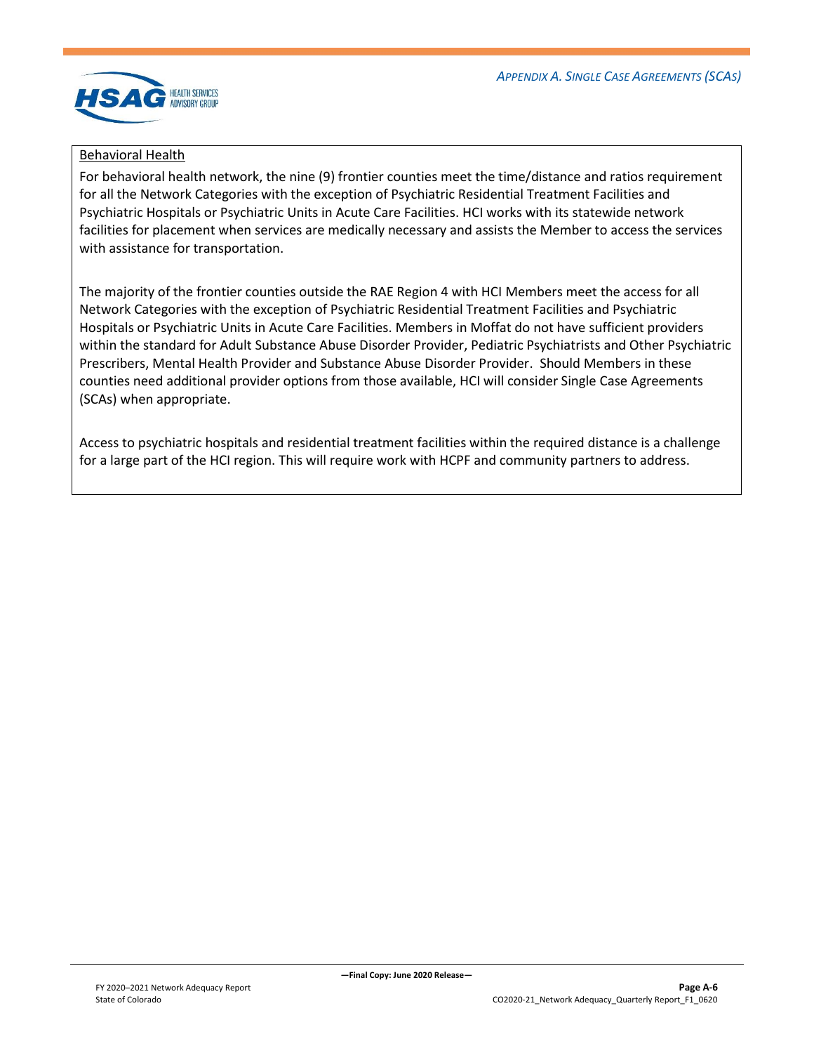Behavioral Health

For behavioral health network, the nine (9) frontier counties meet the time/distance and ratios requirement for all the Network Categories with the exception of Psychiatric Residential Treatment Facilities and Psychiatric Hospitals or Psychiatric Units in Acute Care Facilities. HCI works with its statewide network facilities for placement when services are medically necessary and assists the Member to access the services with assistance for transportation.

The majority of the frontier counties outside the RAE Region 4 with HCI Members meet the access for all Network Categories with the exception of Psychiatric Residential Treatment Facilities and Psychiatric Hospitals or Psychiatric Units in Acute Care Facilities. Members in Moffat do not have sufficient providers within the standard for Adult Substance Abuse Disorder Provider, Pediatric Psychiatrists and Other Psychiatric Prescribers, Mental Health Provider and Substance Abuse Disorder Provider. Should Members in these counties need additional provider options from those available, HCI will consider Single Case Agreements (SCAs) when appropriate.

Access to psychiatric hospitals and residential treatment facilities within the required distance is a challenge for a large part of the HCI region. This will require work with HCPF and community partners to address.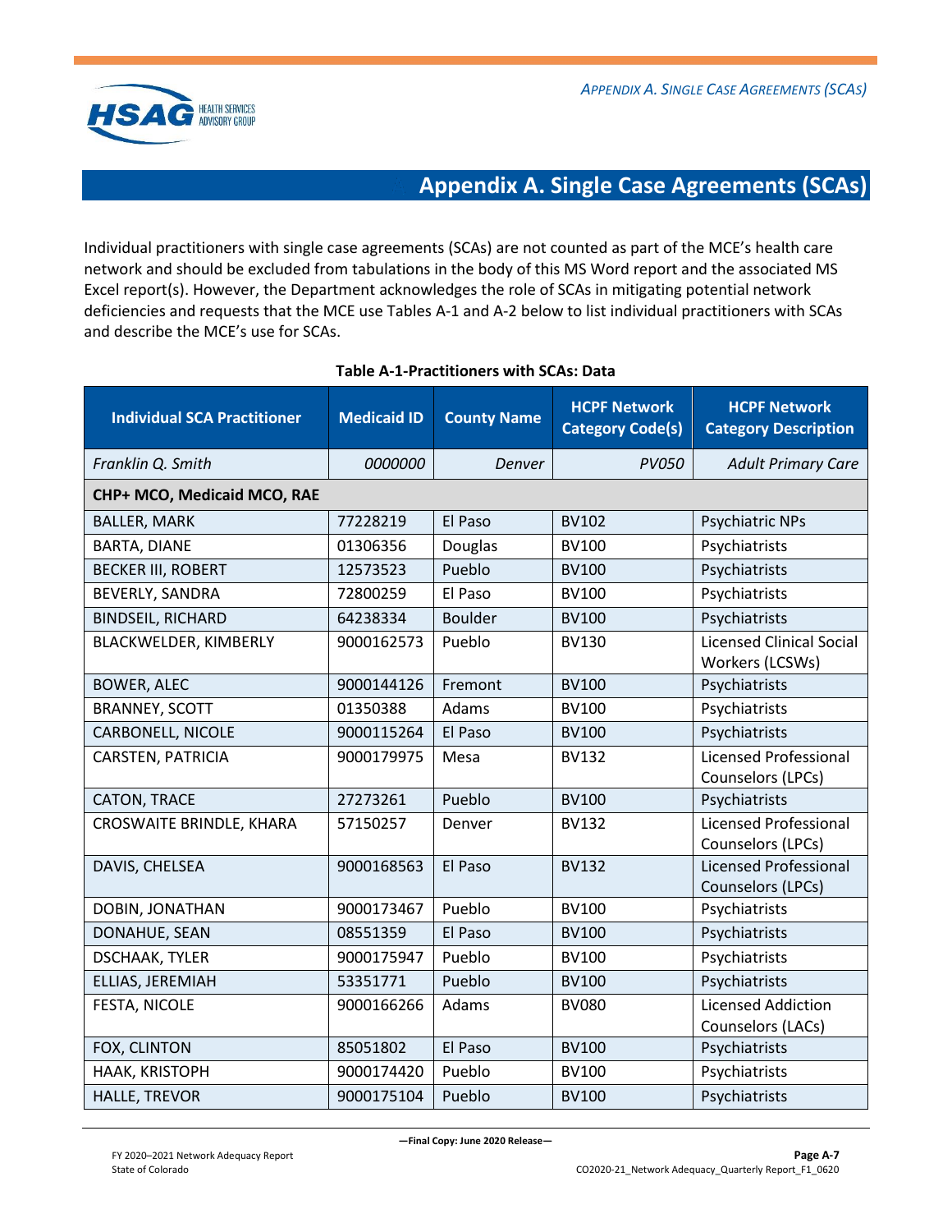## Appendix A. Single Case Agreements (SCAs)

Individual practitioners with single case agreements (SCAs) are not counted as part of the MCE's health care network and should be excluded from tabulations in the body of this MS Word report and the associated MS Excel report(s). However, the Department acknowledges the role of SCAs in mitigating potential network deficiencies and requests that the MCE use Tables A-1 and A-2 below to list individual practitioners with SCAs and describe the MCE's use for SCAs.

**Table A-1-Practitioners with SCAs: Data**

| Individual SCA Practitioner | Medicaid ID | County Name | HCPF Network Category Code(s) | HCPF Network Category Description |
|---|---|---|---|---|
| *Franklin Q. Smith* | *0000000* | *Denver* | *PV050* | *Adult Primary Care* |
| **CHP+ MCO, Medicaid MCO, RAE** | | | | |
| BALLER, MARK | 77228219 | El Paso | BV102 | Psychiatric NPs |
| BARTA, DIANE | 01306356 | Douglas | BV100 | Psychiatrists |
| BECKER III, ROBERT | 12573523 | Pueblo | BV100 | Psychiatrists |
| BEVERLY, SANDRA | 72800259 | El Paso | BV100 | Psychiatrists |
| BINDSEIL, RICHARD | 64238334 | Boulder | BV100 | Psychiatrists |
| BLACKWELDER, KIMBERLY | 9000162573 | Pueblo | BV130 | Licensed Clinical Social Workers (LCSWs) |
| BOWER, ALEC | 9000144126 | Fremont | BV100 | Psychiatrists |
| BRANNEY, SCOTT | 01350388 | Adams | BV100 | Psychiatrists |
| CARBONELL, NICOLE | 9000115264 | El Paso | BV100 | Psychiatrists |
| CARSTEN, PATRICIA | 9000179975 | Mesa | BV132 | Licensed Professional Counselors (LPCs) |
| CATON, TRACE | 27273261 | Pueblo | BV100 | Psychiatrists |
| CROSWAITE BRINDLE, KHARA | 57150257 | Denver | BV132 | Licensed Professional Counselors (LPCs) |
| DAVIS, CHELSEA | 9000168563 | El Paso | BV132 | Licensed Professional Counselors (LPCs) |
| DOBIN, JONATHAN | 9000173467 | Pueblo | BV100 | Psychiatrists |
| DONAHUE, SEAN | 08551359 | El Paso | BV100 | Psychiatrists |
| DSCHAAK, TYLER | 9000175947 | Pueblo | BV100 | Psychiatrists |
| ELLIAS, JEREMIAH | 53351771 | Pueblo | BV100 | Psychiatrists |
| FESTA, NICOLE | 9000166266 | Adams | BV080 | Licensed Addiction Counselors (LACs) |
| FOX, CLINTON | 85051802 | El Paso | BV100 | Psychiatrists |
| HAAK, KRISTOPH | 9000174420 | Pueblo | BV100 | Psychiatrists |
| HALLE, TREVOR | 9000175104 | Pueblo | BV100 | Psychiatrists |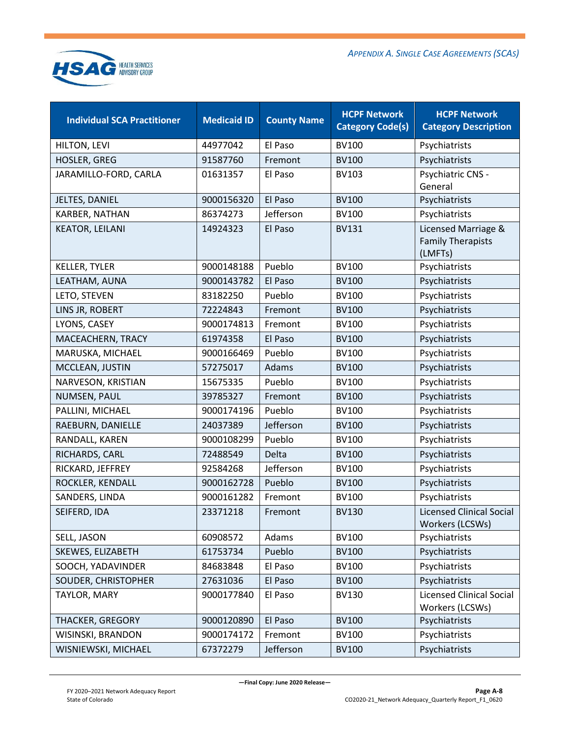| Individual SCA Practitioner | Medicaid ID | County Name | HCPF Network Category Code(s) | HCPF Network Category Description |
|---|---|---|---|---|
| HILTON, LEVI | 44977042 | El Paso | BV100 | Psychiatrists |
| HOSLER, GREG | 91587760 | Fremont | BV100 | Psychiatrists |
| JARAMILLO-FORD, CARLA | 01631357 | El Paso | BV103 | Psychiatric CNS - General |
| JELTES, DANIEL | 9000156320 | El Paso | BV100 | Psychiatrists |
| KARBER, NATHAN | 86374273 | Jefferson | BV100 | Psychiatrists |
| KEATOR, LEILANI | 14924323 | El Paso | BV131 | Licensed Marriage & Family Therapists (LMFTs) |
| KELLER, TYLER | 9000148188 | Pueblo | BV100 | Psychiatrists |
| LEATHAM, AUNA | 9000143782 | El Paso | BV100 | Psychiatrists |
| LETO, STEVEN | 83182250 | Pueblo | BV100 | Psychiatrists |
| LINS JR, ROBERT | 72224843 | Fremont | BV100 | Psychiatrists |
| LYONS, CASEY | 9000174813 | Fremont | BV100 | Psychiatrists |
| MACEACHERN, TRACY | 61974358 | El Paso | BV100 | Psychiatrists |
| MARUSKA, MICHAEL | 9000166469 | Pueblo | BV100 | Psychiatrists |
| MCCLEAN, JUSTIN | 57275017 | Adams | BV100 | Psychiatrists |
| NARVESON, KRISTIAN | 15675335 | Pueblo | BV100 | Psychiatrists |
| NUMSEN, PAUL | 39785327 | Fremont | BV100 | Psychiatrists |
| PALLINI, MICHAEL | 9000174196 | Pueblo | BV100 | Psychiatrists |
| RAEBURN, DANIELLE | 24037389 | Jefferson | BV100 | Psychiatrists |
| RANDALL, KAREN | 9000108299 | Pueblo | BV100 | Psychiatrists |
| RICHARDS, CARL | 72488549 | Delta | BV100 | Psychiatrists |
| RICKARD, JEFFREY | 92584268 | Jefferson | BV100 | Psychiatrists |
| ROCKLER, KENDALL | 9000162728 | Pueblo | BV100 | Psychiatrists |
| SANDERS, LINDA | 9000161282 | Fremont | BV100 | Psychiatrists |
| SEIFERD, IDA | 23371218 | Fremont | BV130 | Licensed Clinical Social Workers (LCSWs) |
| SELL, JASON | 60908572 | Adams | BV100 | Psychiatrists |
| SKEWES, ELIZABETH | 61753734 | Pueblo | BV100 | Psychiatrists |
| SOOCH, YADAVINDER | 84683848 | El Paso | BV100 | Psychiatrists |
| SOUDER, CHRISTOPHER | 27631036 | El Paso | BV100 | Psychiatrists |
| TAYLOR, MARY | 9000177840 | El Paso | BV130 | Licensed Clinical Social Workers (LCSWs) |
| THACKER, GREGORY | 9000120890 | El Paso | BV100 | Psychiatrists |
| WISINSKI, BRANDON | 9000174172 | Fremont | BV100 | Psychiatrists |
| WISNIEWSKI, MICHAEL | 67372279 | Jefferson | BV100 | Psychiatrists |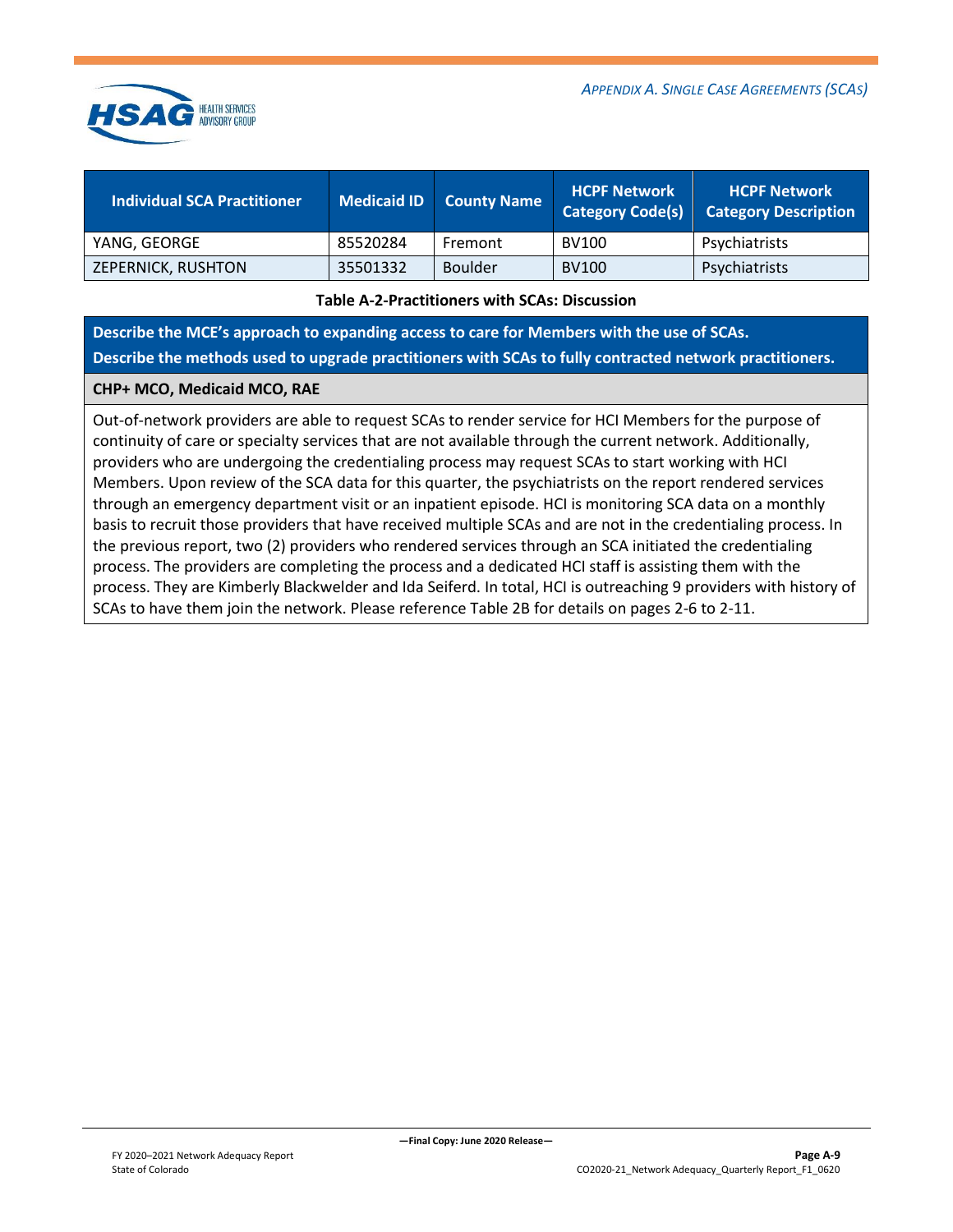| Individual SCA Practitioner | Medicaid ID | County Name | HCPF Network Category Code(s) | HCPF Network Category Description |
|---|---|---|---|---|
| YANG, GEORGE | 85520284 | Fremont | BV100 | Psychiatrists |
| ZEPERNICK, RUSHTON | 35501332 | Boulder | BV100 | Psychiatrists |

**Table A-2-Practitioners with SCAs: Discussion**

| **Describe the MCE's approach to expanding access to care for Members with the use of SCAs.** **Describe the methods used to upgrade practitioners with SCAs to fully contracted network practitioners.** |
|---|
| **CHP+ MCO, Medicaid MCO, RAE** |
| Out-of-network providers are able to request SCAs to render service for HCI Members for the purpose of continuity of care or specialty services that are not available through the current network. Additionally, providers who are undergoing the credentialing process may request SCAs to start working with HCI Members. Upon review of the SCA data for this quarter, the psychiatrists on the report rendered services through an emergency department visit or an inpatient episode. HCI is monitoring SCA data on a monthly basis to recruit those providers that have received multiple SCAs and are not in the credentialing process. In the previous report, two (2) providers who rendered services through an SCA initiated the credentialing process. The providers are completing the process and a dedicated HCI staff is assisting them with the process. They are Kimberly Blackwelder and Ida Seiferd. In total, HCI is outreaching 9 providers with history of SCAs to have them join the network. Please reference Table 2B for details on pages 2-6 to 2-11. |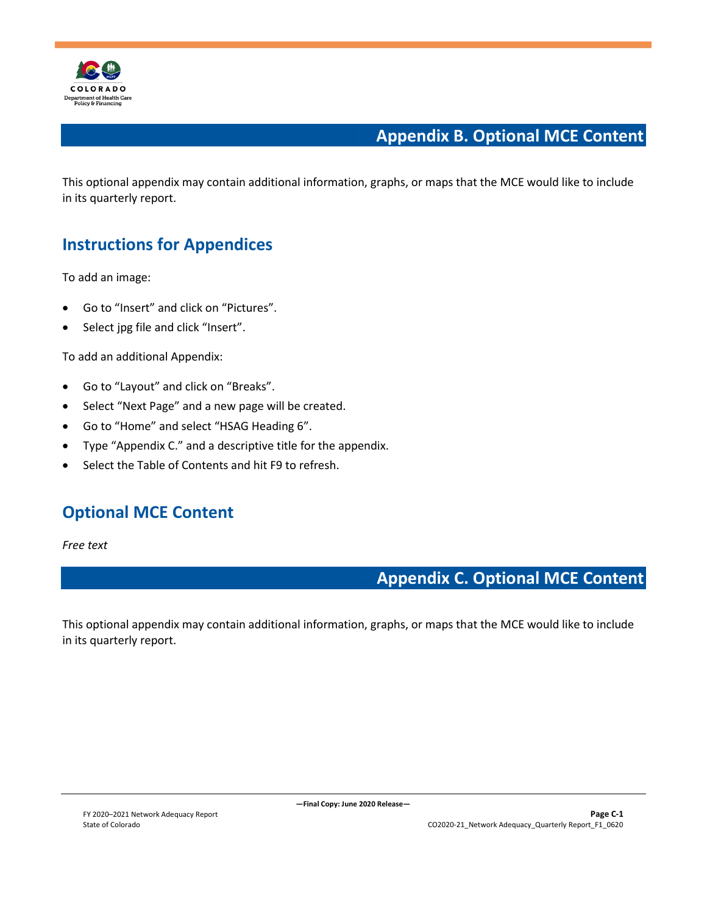# Appendix B. Optional MCE Content

This optional appendix may contain additional information, graphs, or maps that the MCE would like to include in its quarterly report.

## Instructions for Appendices

To add an image:

- Go to “Insert” and click on “Pictures”.
- Select jpg file and click “Insert”.

To add an additional Appendix:

- Go to “Layout” and click on “Breaks”.
- Select “Next Page” and a new page will be created.
- Go to “Home” and select “HSAG Heading 6”.
- Type “Appendix C.” and a descriptive title for the appendix.
- Select the Table of Contents and hit F9 to refresh.

## Optional MCE Content

*Free text*

# Appendix C. Optional MCE Content

This optional appendix may contain additional information, graphs, or maps that the MCE would like to include in its quarterly report.